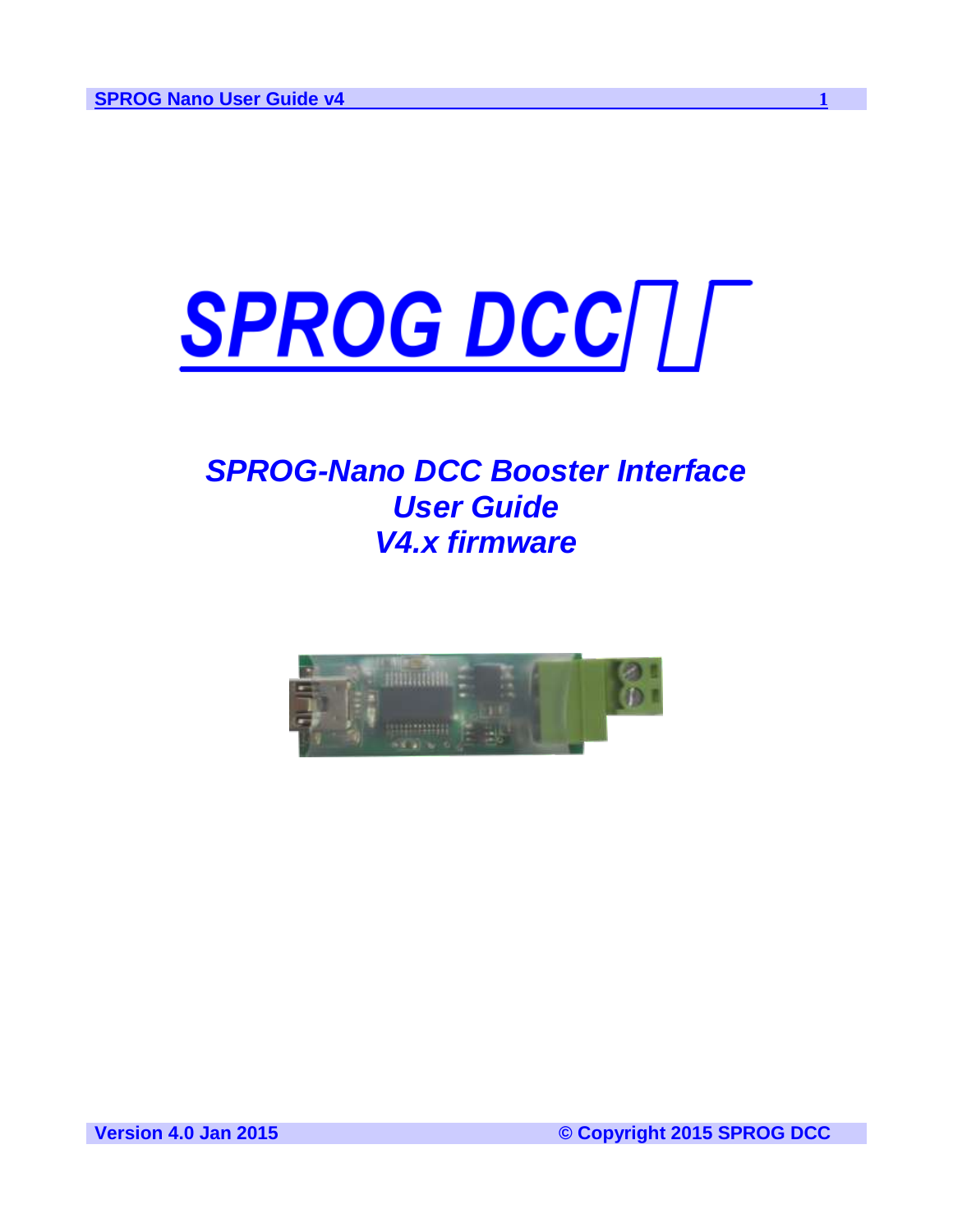# SPROG DCC

## *SPROG-Nano DCC Booster Interface*
## *User Guide*
## *V4.x firmware*

**Version 4.0 Jan 2015** **© Copyright 2015 SPROG DCC**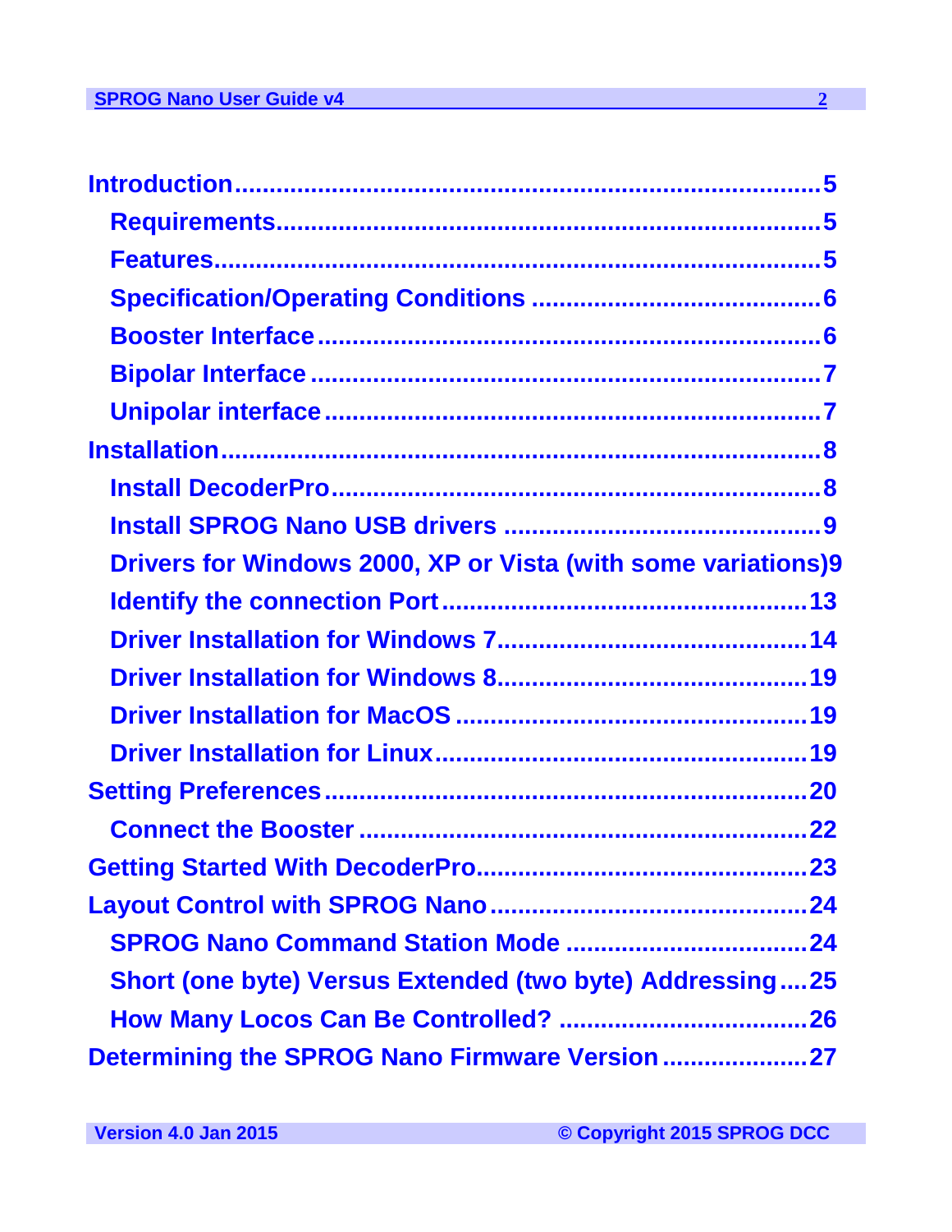Introduction......................................................................5

- Requirements..................................................................5
- Features...........................................................................5
- Specification/Operating Conditions ..........................................6
- Booster Interface..........................................................6
- Bipolar Interface ..........................................................7
- Unipolar interface.........................................................7

Installation.......................................................................8

- Install DecoderPro.........................................................8
- Install SPROG Nano USB drivers ..............................................9
- Drivers for Windows 2000, XP or Vista (with some variations)9
- Identify the connection Port....................................................13
- Driver Installation for Windows 7.............................................14
- Driver Installation for Windows 8.............................................19
- Driver Installation for MacOS ..................................................19
- Driver Installation for Linux.......................................................19

Setting Preferences.....................................................................20

- Connect the Booster .................................................................22

Getting Started With DecoderPro................................................23

Layout Control with SPROG Nano..............................................24

- SPROG Nano Command Station Mode ...................................24
- Short (one byte) Versus Extended (two byte) Addressing....25
- How Many Locos Can Be Controlled? ....................................26

Determining the SPROG Nano Firmware Version.....................27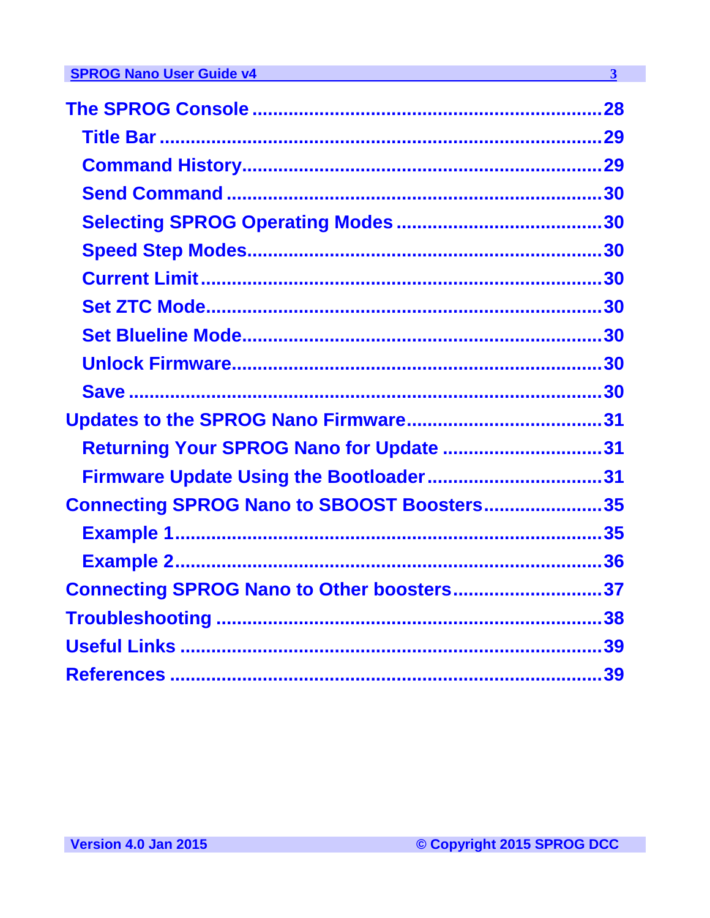The SPROG Console ..................................................................28

- Title Bar ..........................................................................29
- Command History.................................................................29
- Send Command ....................................................................30
- Selecting SPROG Operating Modes .......................................30
- Speed Step Modes.................................................................30
- Current Limit .......................................................................30
- Set ZTC Mode.......................................................................30
- Set Blueline Mode.................................................................30
- Unlock Firmware...................................................................30
- Save ....................................................................................30

Updates to the SPROG Nano Firmware.......................................31

- Returning Your SPROG Nano for Update ...............................31
- Firmware Update Using the Bootloader..................................31

Connecting SPROG Nano to SBOOST Boosters.......................35

- Example 1............................................................................35
- Example 2............................................................................36

Connecting SPROG Nano to Other boosters.............................37

Troubleshooting .........................................................................38

Useful Links ...............................................................................39

References .................................................................................39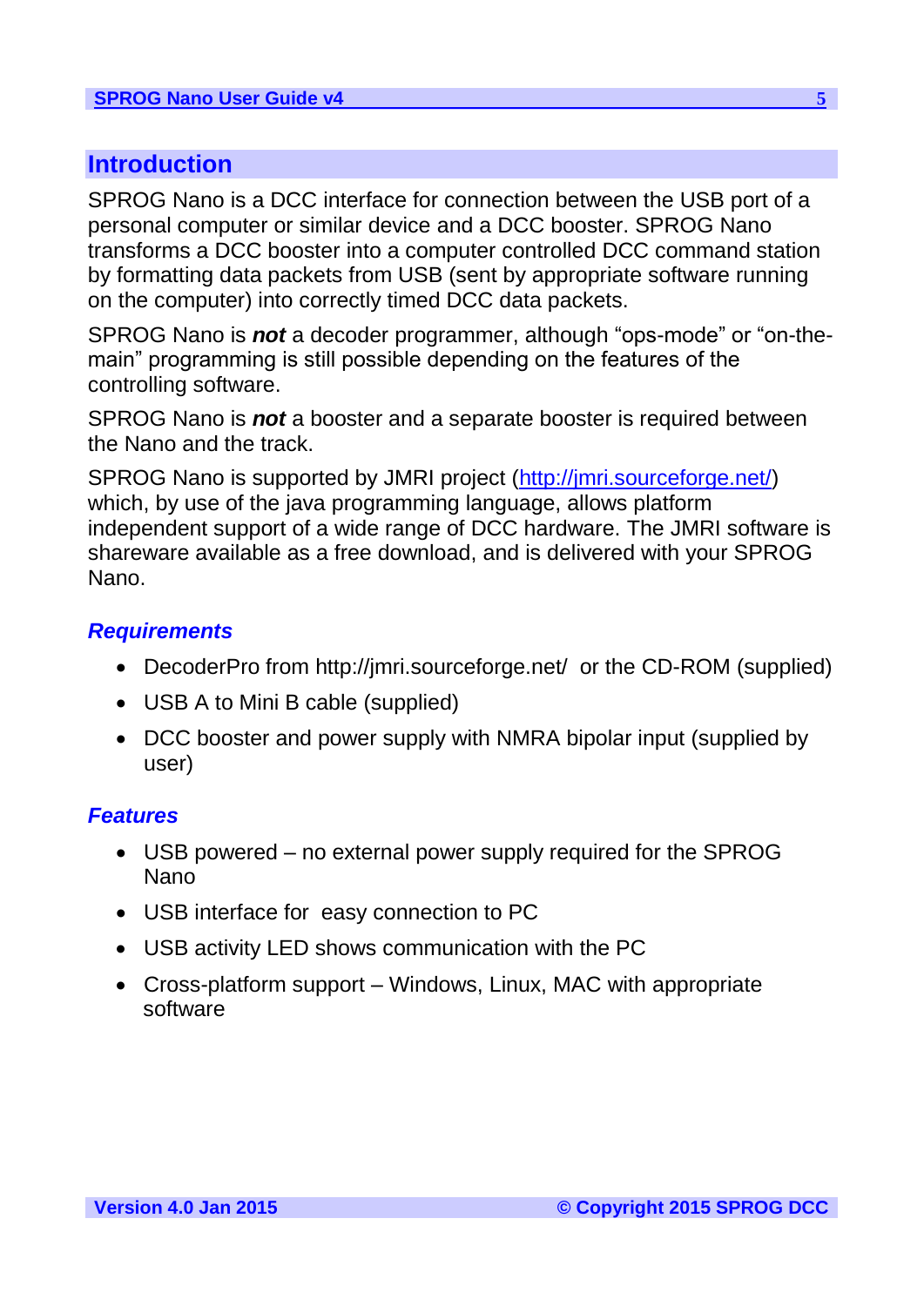# Introduction

SPROG Nano is a DCC interface for connection between the USB port of a personal computer or similar device and a DCC booster. SPROG Nano transforms a DCC booster into a computer controlled DCC command station by formatting data packets from USB (sent by appropriate software running on the computer) into correctly timed DCC data packets.

SPROG Nano is ***not*** a decoder programmer, although "ops-mode" or "on-the-main" programming is still possible depending on the features of the controlling software.

SPROG Nano is ***not*** a booster and a separate booster is required between the Nano and the track.

SPROG Nano is supported by JMRI project (http://jmri.sourceforge.net/) which, by use of the java programming language, allows platform independent support of a wide range of DCC hardware. The JMRI software is shareware available as a free download, and is delivered with your SPROG Nano.

## *Requirements*

- DecoderPro from http://jmri.sourceforge.net/ or the CD-ROM (supplied)
- USB A to Mini B cable (supplied)
- DCC booster and power supply with NMRA bipolar input (supplied by user)

## *Features*

- USB powered – no external power supply required for the SPROG Nano
- USB interface for easy connection to PC
- USB activity LED shows communication with the PC
- Cross-platform support – Windows, Linux, MAC with appropriate software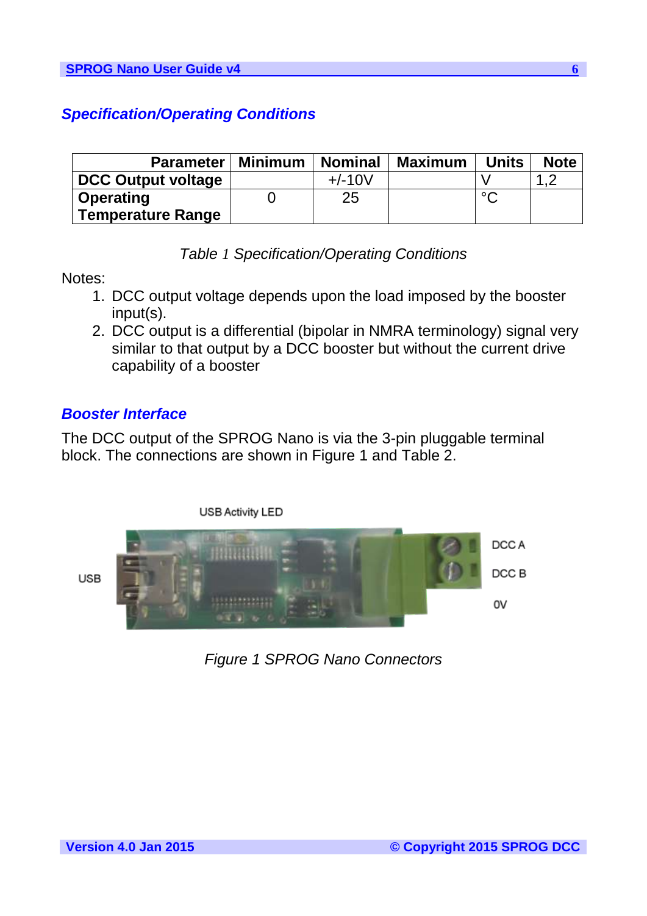## Specification/Operating Conditions

| Parameter | Minimum | Nominal | Maximum | Units | Note |
|---|---|---|---|---|---|
| **DCC Output voltage** | | +/-10V | | V | 1,2 |
| **Operating Temperature Range** | 0 | 25 | | °C | |

*Table 1 Specification/Operating Conditions*

Notes:

1. DCC output voltage depends upon the load imposed by the booster input(s).
2. DCC output is a differential (bipolar in NMRA terminology) signal very similar to that output by a DCC booster but without the current drive capability of a booster

## Booster Interface

The DCC output of the SPROG Nano is via the 3-pin pluggable terminal block. The connections are shown in Figure 1 and Table 2.

USB Activity LED

USB

DCC A

DCC B

0V

*Figure 1 SPROG Nano Connectors*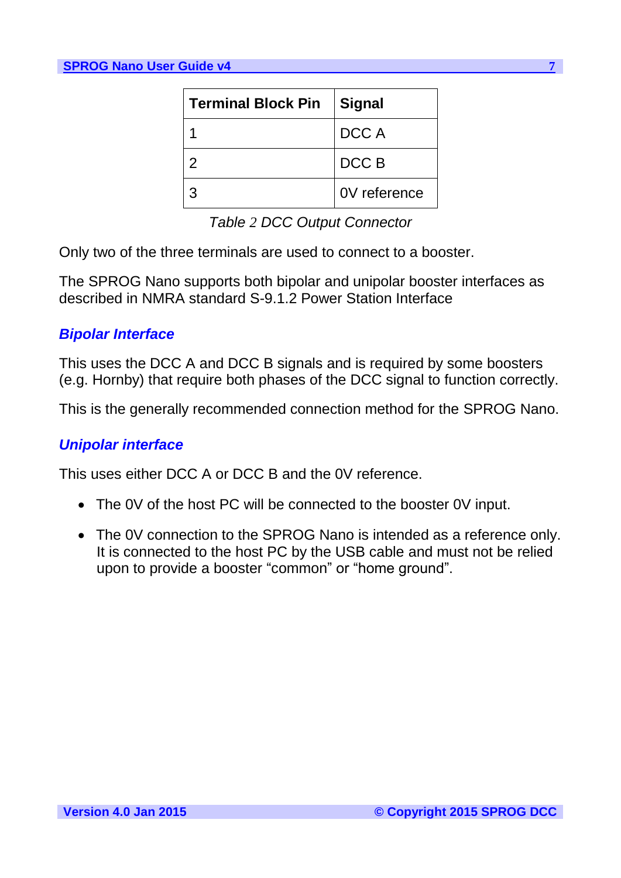| Terminal Block Pin | Signal |
| --- | --- |
| 1 | DCC A |
| 2 | DCC B |
| 3 | 0V reference |

*Table 2 DCC Output Connector*

Only two of the three terminals are used to connect to a booster.

The SPROG Nano supports both bipolar and unipolar booster interfaces as described in NMRA standard S-9.1.2 Power Station Interface

### *Bipolar Interface*

This uses the DCC A and DCC B signals and is required by some boosters (e.g. Hornby) that require both phases of the DCC signal to function correctly.

This is the generally recommended connection method for the SPROG Nano.

### *Unipolar interface*

This uses either DCC A or DCC B and the 0V reference.

- The 0V of the host PC will be connected to the booster 0V input.
- The 0V connection to the SPROG Nano is intended as a reference only. It is connected to the host PC by the USB cable and must not be relied upon to provide a booster “common” or “home ground”.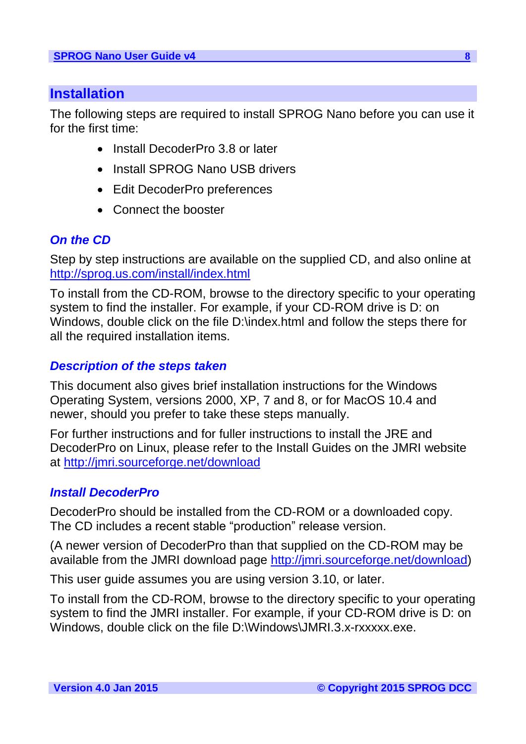## Installation

The following steps are required to install SPROG Nano before you can use it for the first time:

- Install DecoderPro 3.8 or later
- Install SPROG Nano USB drivers
- Edit DecoderPro preferences
- Connect the booster

### *On the CD*

Step by step instructions are available on the supplied CD, and also online at [http://sprog.us.com/install/index.html](http://sprog.us.com/install/index.html)

To install from the CD-ROM, browse to the directory specific to your operating system to find the installer. For example, if your CD-ROM drive is D: on Windows, double click on the file D:\index.html and follow the steps there for all the required installation items.

### *Description of the steps taken*

This document also gives brief installation instructions for the Windows Operating System, versions 2000, XP, 7 and 8, or for MacOS 10.4 and newer, should you prefer to take these steps manually.

For further instructions and for fuller instructions to install the JRE and DecoderPro on Linux, please refer to the Install Guides on the JMRI website at [http://jmri.sourceforge.net/download](http://jmri.sourceforge.net/download)

### *Install DecoderPro*

DecoderPro should be installed from the CD-ROM or a downloaded copy. The CD includes a recent stable "production" release version.

(A newer version of DecoderPro than that supplied on the CD-ROM may be available from the JMRI download page [http://jmri.sourceforge.net/download](http://jmri.sourceforge.net/download))

This user guide assumes you are using version 3.10, or later.

To install from the CD-ROM, browse to the directory specific to your operating system to find the JMRI installer. For example, if your CD-ROM drive is D: on Windows, double click on the file D:\Windows\JMRI.3.x-rxxxxx.exe.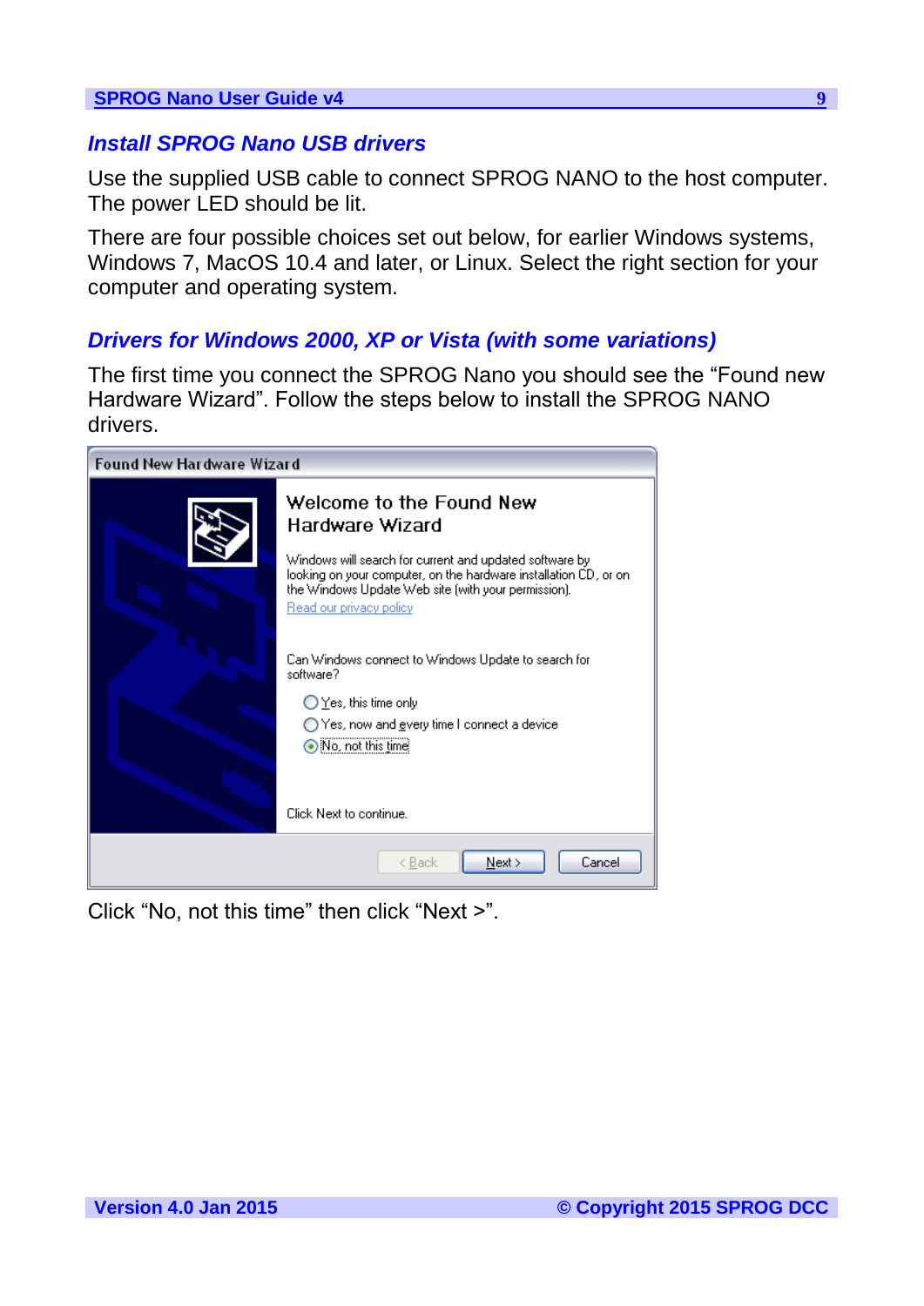## Install SPROG Nano USB drivers

Use the supplied USB cable to connect SPROG NANO to the host computer. The power LED should be lit.

There are four possible choices set out below, for earlier Windows systems, Windows 7, MacOS 10.4 and later, or Linux. Select the right section for your computer and operating system.

## Drivers for Windows 2000, XP or Vista (with some variations)

The first time you connect the SPROG Nano you should see the "Found new Hardware Wizard". Follow the steps below to install the SPROG NANO drivers.

Click "No, not this time" then click "Next >".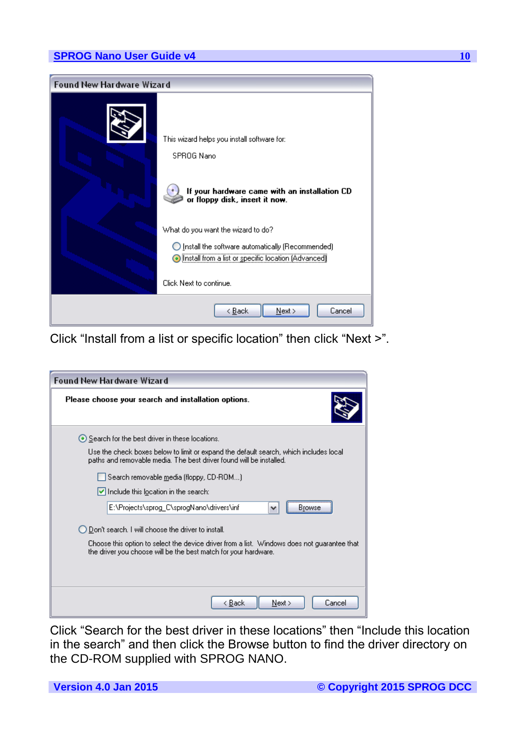Click “Install from a list or specific location” then click “Next >”.

Click “Search for the best driver in these locations” then “Include this location in the search” and then click the Browse button to find the driver directory on the CD-ROM supplied with SPROG NANO.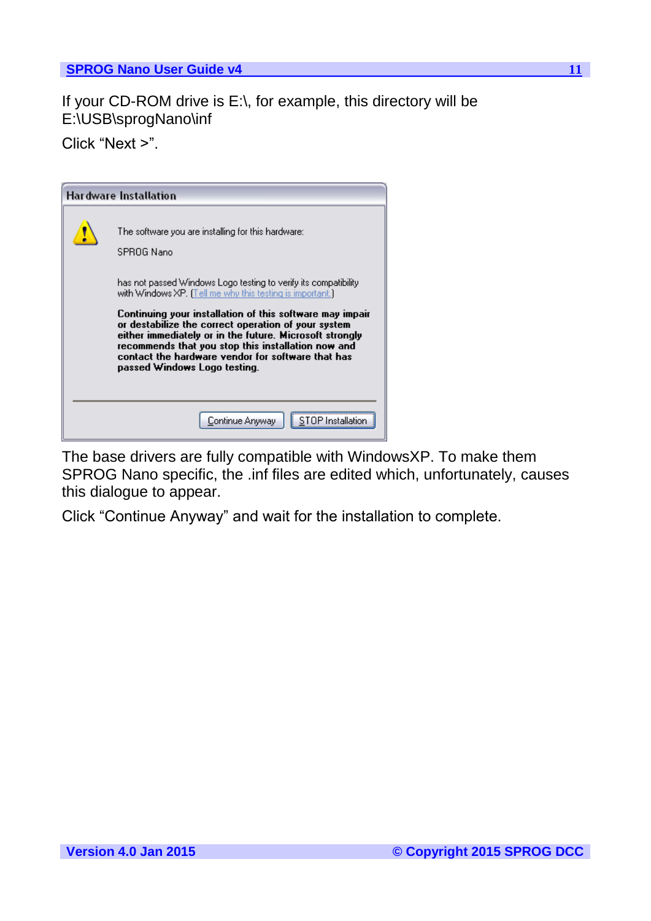If your CD-ROM drive is E:\, for example, this directory will be E:\USB\sprogNano\inf

Click “Next >”.

The base drivers are fully compatible with WindowsXP. To make them SPROG Nano specific, the .inf files are edited which, unfortunately, causes this dialogue to appear.

Click “Continue Anyway” and wait for the installation to complete.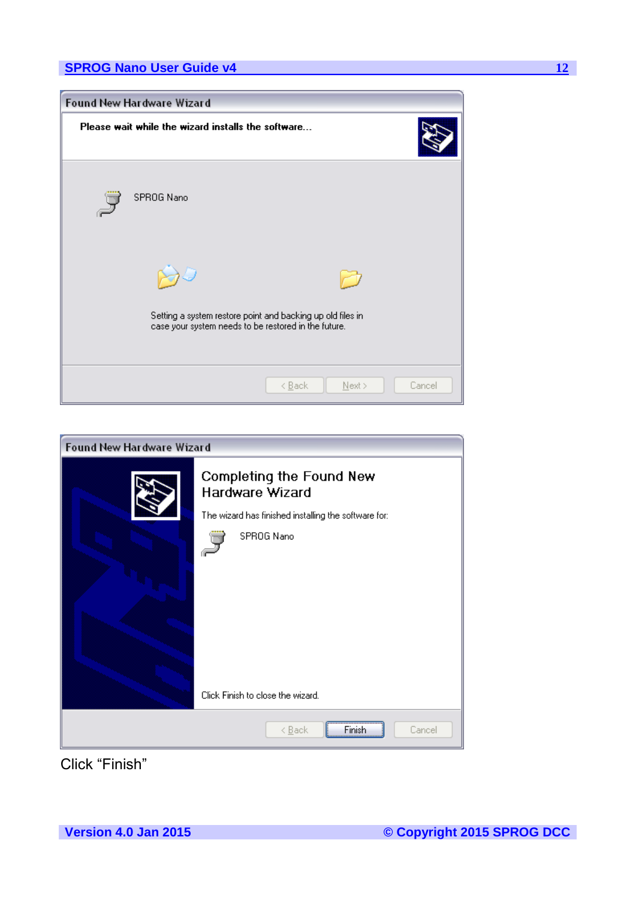Found New Hardware Wizard

Please wait while the wizard installs the software...

SPROG Nano

Setting a system restore point and backing up old files in case your system needs to be restored in the future.

< Back | Next > | Cancel

Found New Hardware Wizard

Completing the Found New Hardware Wizard

The wizard has finished installing the software for:

SPROG Nano

Click Finish to close the wizard.

< Back | Finish | Cancel

Click "Finish"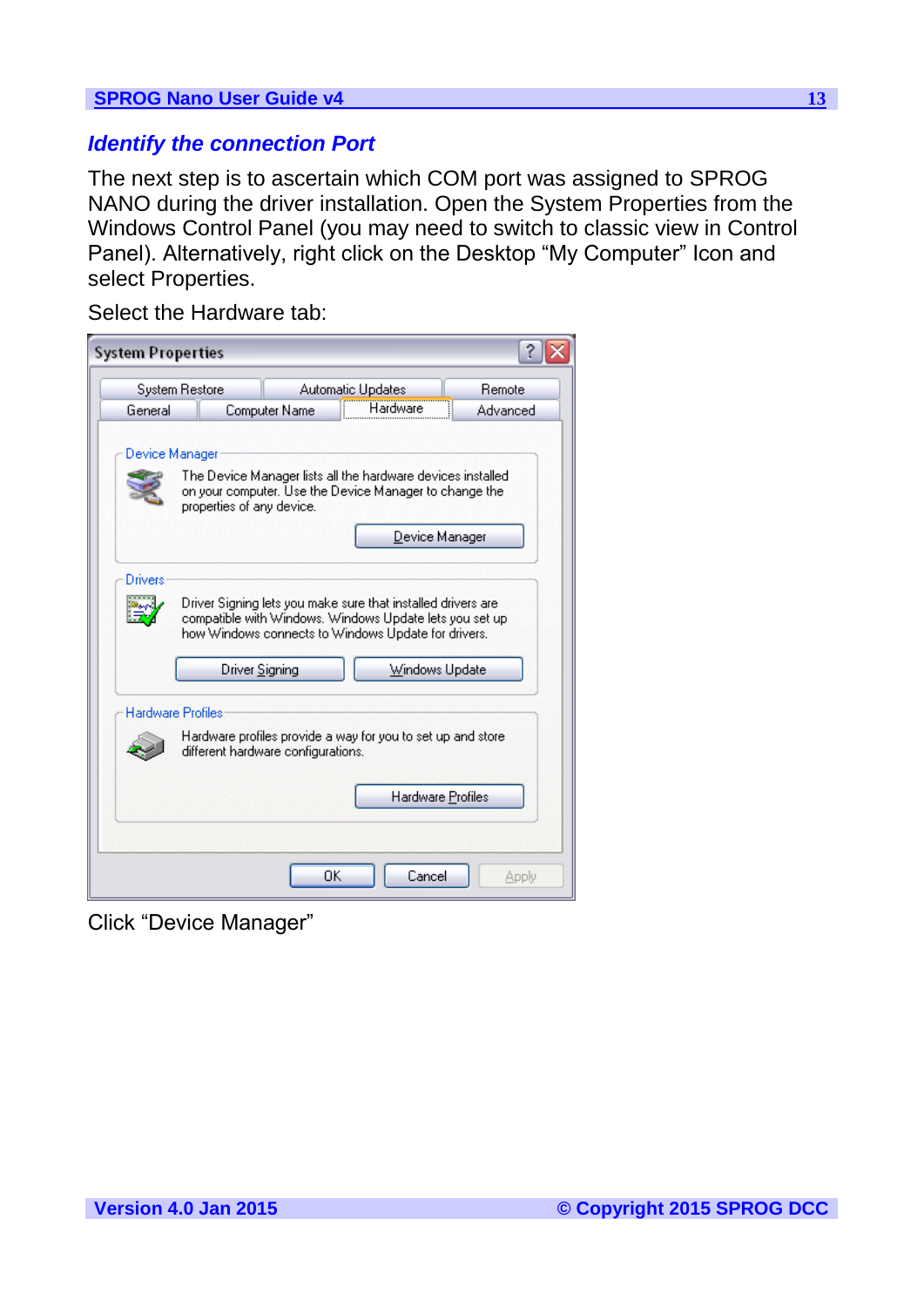## *Identify the connection Port*

The next step is to ascertain which COM port was assigned to SPROG NANO during the driver installation. Open the System Properties from the Windows Control Panel (you may need to switch to classic view in Control Panel). Alternatively, right click on the Desktop "My Computer" Icon and select Properties.

Select the Hardware tab:

Click "Device Manager"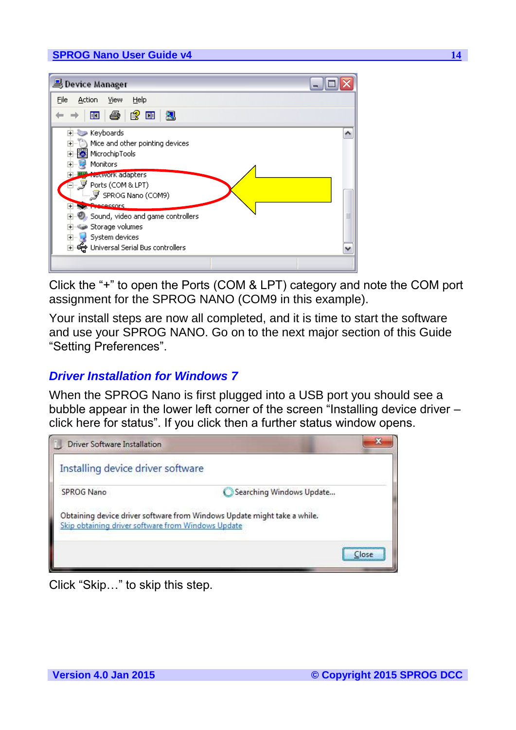Click the “+” to open the Ports (COM & LPT) category and note the COM port assignment for the SPROG NANO (COM9 in this example).

Your install steps are now all completed, and it is time to start the software and use your SPROG NANO. Go on to the next major section of this Guide “Setting Preferences”.

## *Driver Installation for Windows 7*

When the SPROG Nano is first plugged into a USB port you should see a bubble appear in the lower left corner of the screen “Installing device driver – click here for status”. If you click then a further status window opens.

Click “Skip…” to skip this step.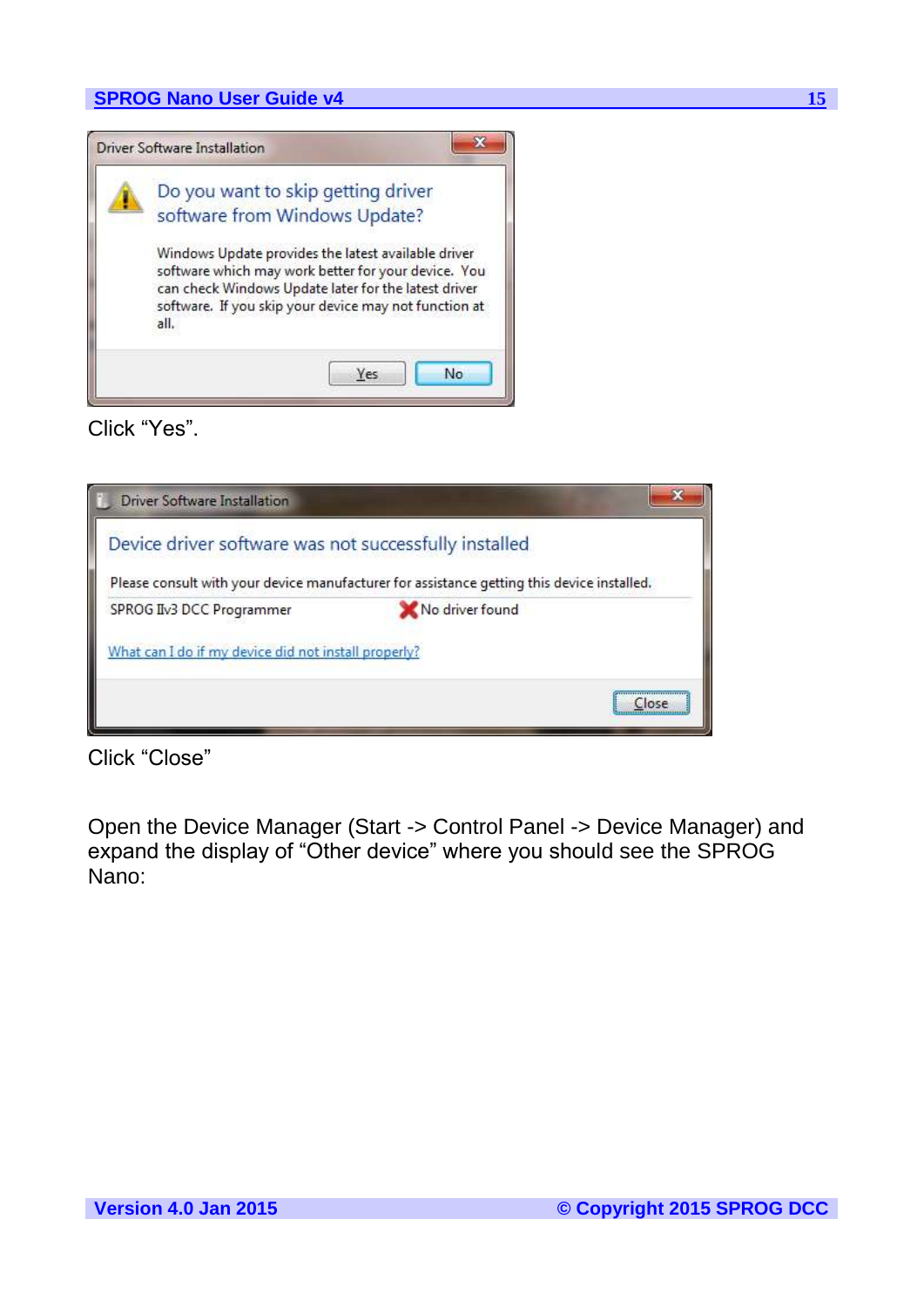Click “Yes”.

Click “Close”

Open the Device Manager (Start -> Control Panel -> Device Manager) and expand the display of “Other device” where you should see the SPROG Nano: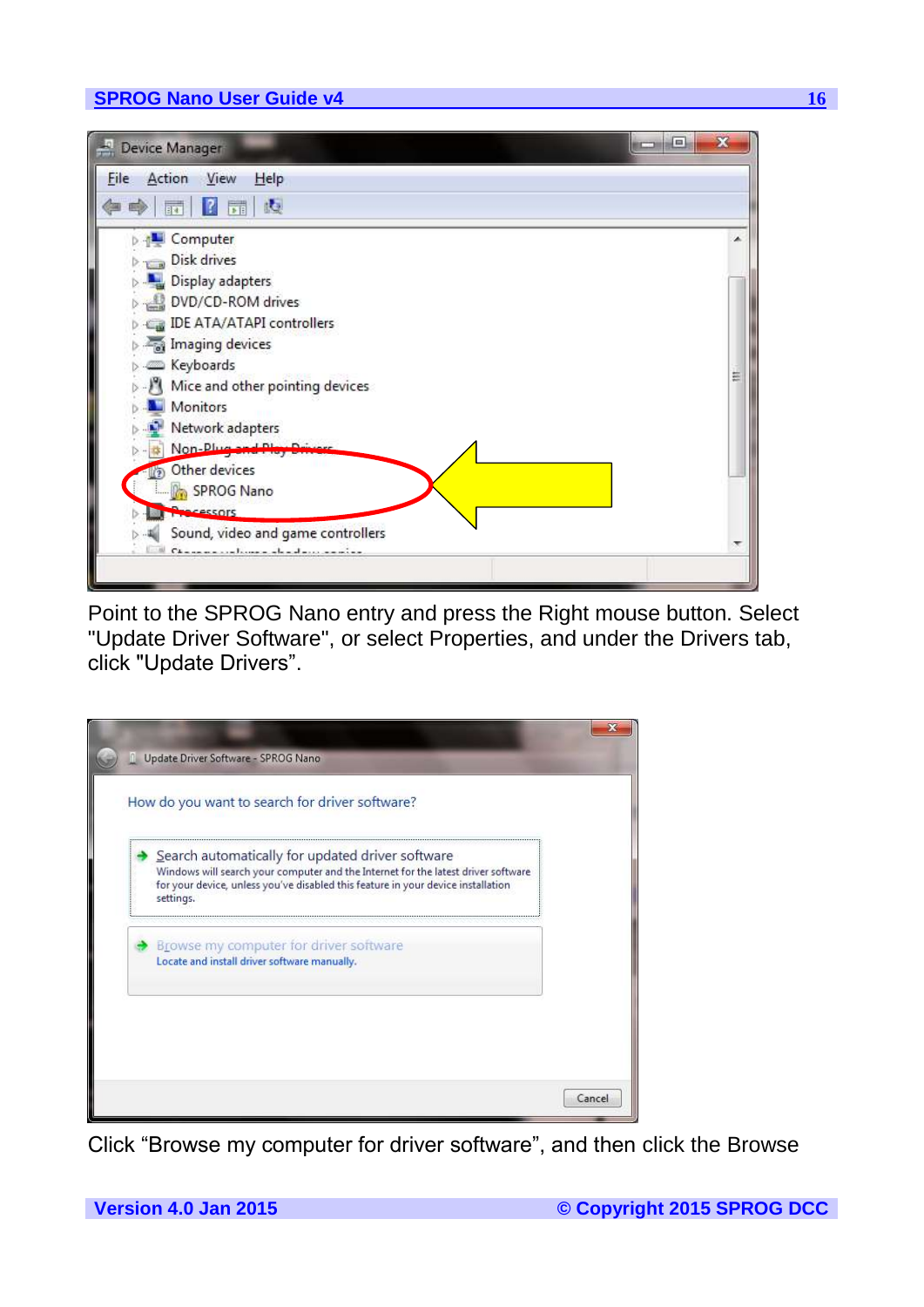Point to the SPROG Nano entry and press the Right mouse button. Select "Update Driver Software", or select Properties, and under the Drivers tab, click "Update Drivers".

Click "Browse my computer for driver software", and then click the Browse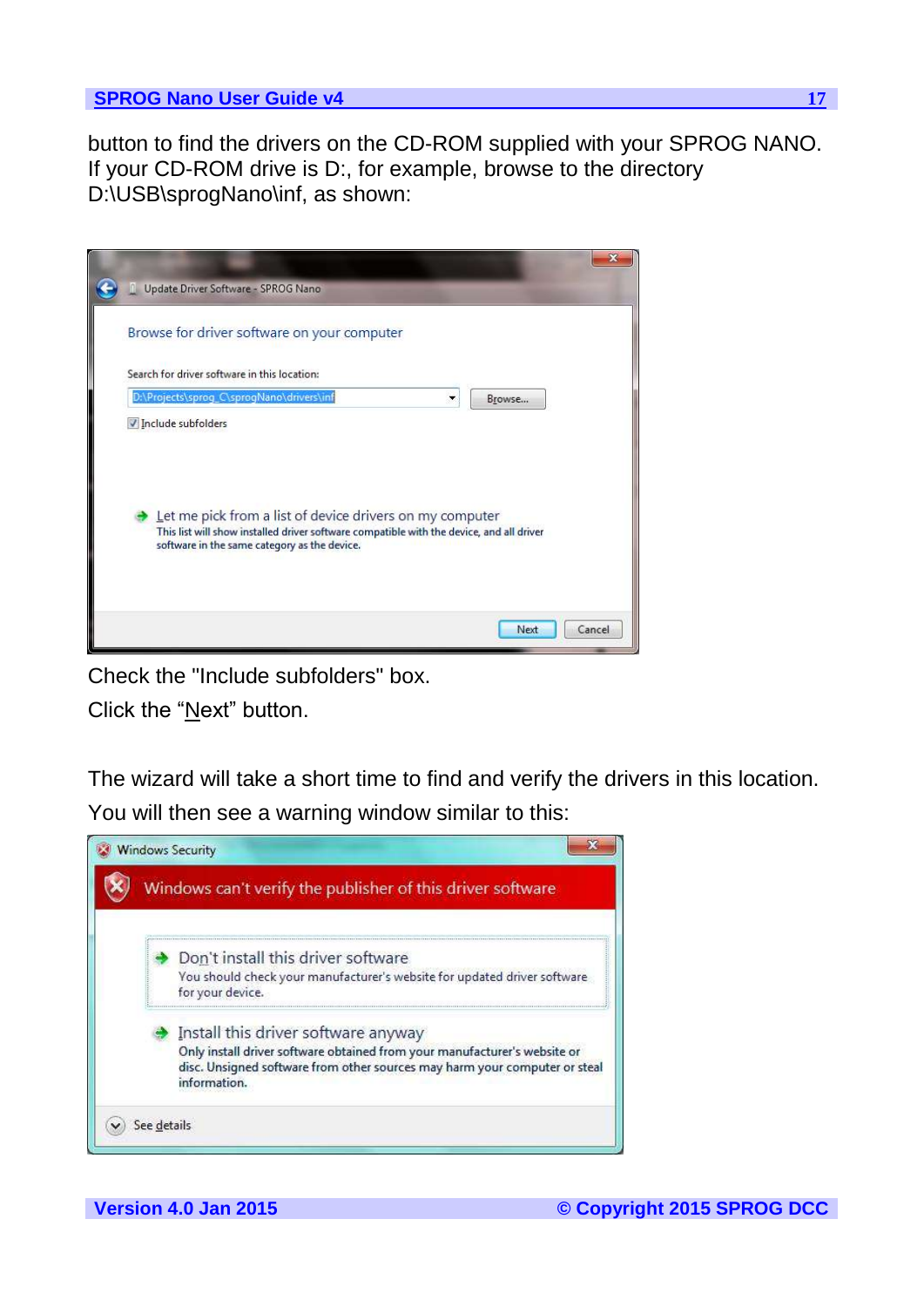button to find the drivers on the CD-ROM supplied with your SPROG NANO. If your CD-ROM drive is D:, for example, browse to the directory D:\USB\sprogNano\inf, as shown:

Check the "Include subfolders" box.

Click the "Next" button.

The wizard will take a short time to find and verify the drivers in this location. You will then see a warning window similar to this: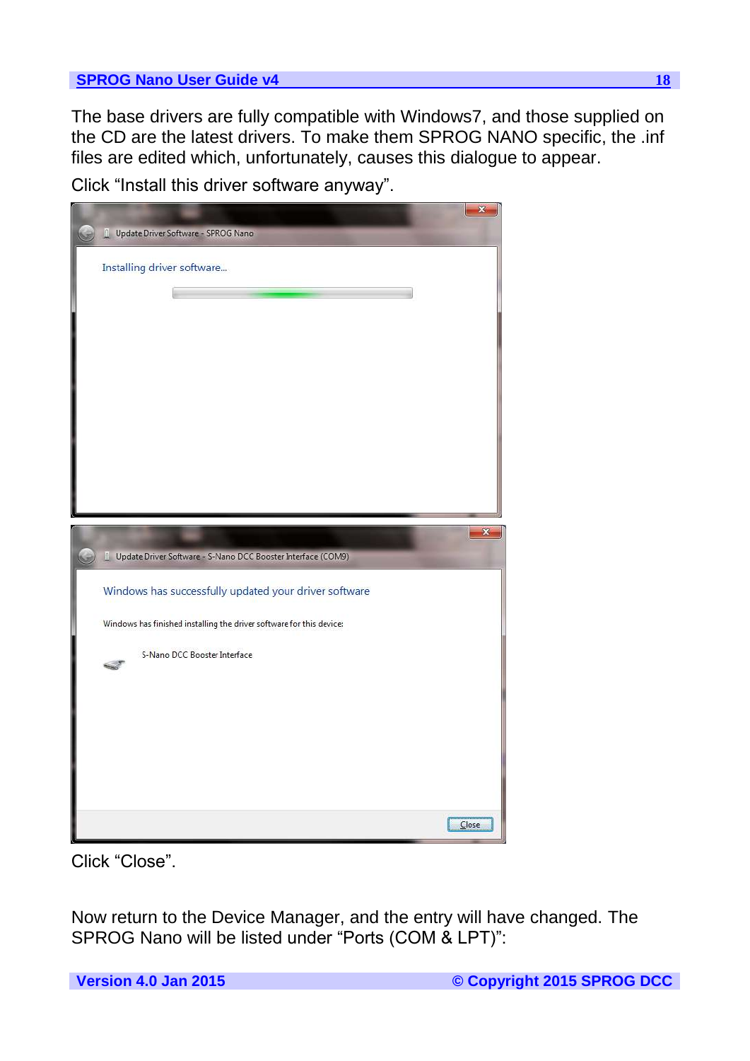The base drivers are fully compatible with Windows7, and those supplied on the CD are the latest drivers. To make them SPROG NANO specific, the .inf files are edited which, unfortunately, causes this dialogue to appear.

Click “Install this driver software anyway”.

Click “Close”.

Now return to the Device Manager, and the entry will have changed. The SPROG Nano will be listed under “Ports (COM & LPT)”: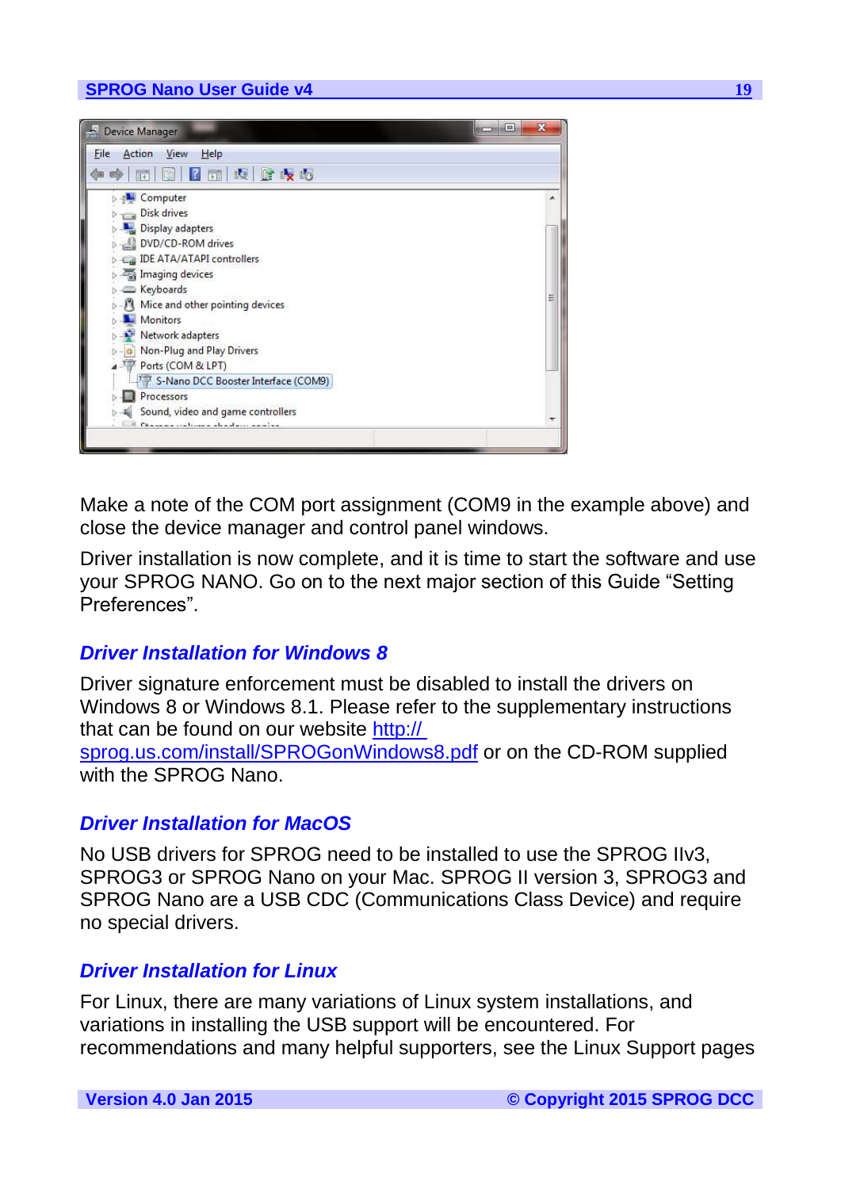Make a note of the COM port assignment (COM9 in the example above) and close the device manager and control panel windows.

Driver installation is now complete, and it is time to start the software and use your SPROG NANO. Go on to the next major section of this Guide “Setting Preferences”.

## *Driver Installation for Windows 8*

Driver signature enforcement must be disabled to install the drivers on Windows 8 or Windows 8.1. Please refer to the supplementary instructions that can be found on our website http://sprog.us.com/install/SPROGonWindows8.pdf or on the CD-ROM supplied with the SPROG Nano.

## *Driver Installation for MacOS*

No USB drivers for SPROG need to be installed to use the SPROG IIv3, SPROG3 or SPROG Nano on your Mac. SPROG II version 3, SPROG3 and SPROG Nano are a USB CDC (Communications Class Device) and require no special drivers.

## *Driver Installation for Linux*

For Linux, there are many variations of Linux system installations, and variations in installing the USB support will be encountered. For recommendations and many helpful supporters, see the Linux Support pages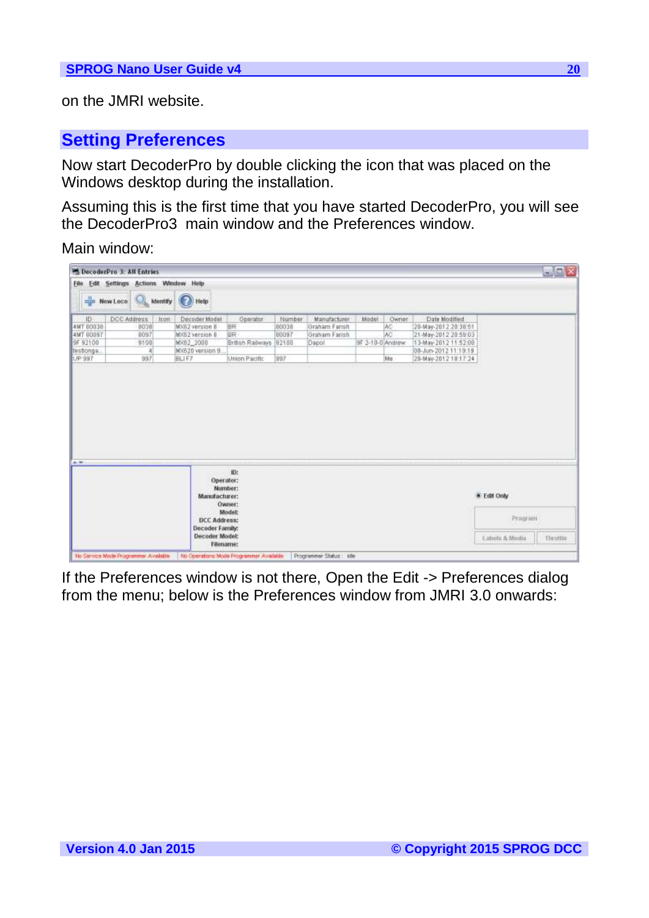on the JMRI website.

## Setting Preferences

Now start DecoderPro by double clicking the icon that was placed on the Windows desktop during the installation.

Assuming this is the first time that you have started DecoderPro, you will see the DecoderPro3 main window and the Preferences window.

Main window:

If the Preferences window is not there, Open the Edit -> Preferences dialog from the menu; below is the Preferences window from JMRI 3.0 onwards: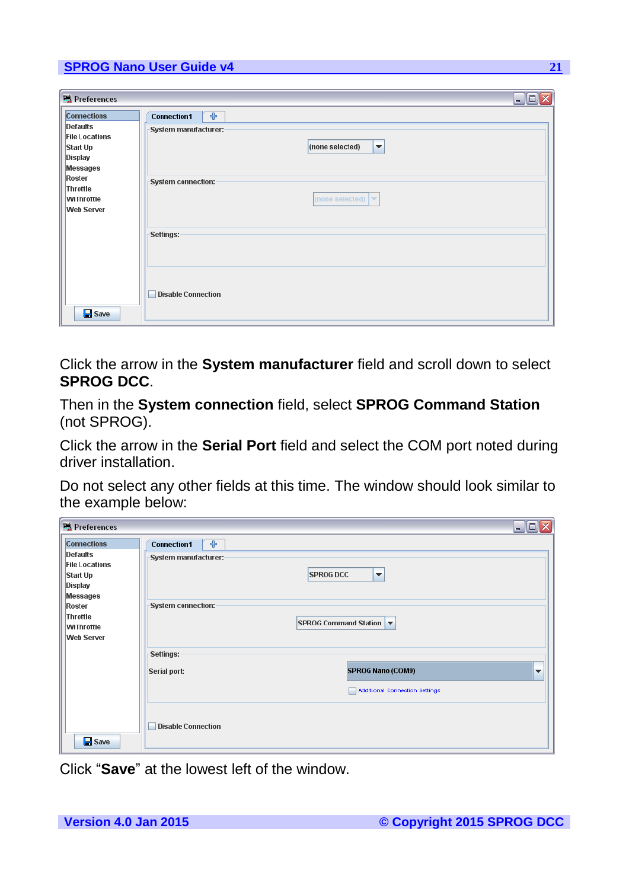Click the arrow in the **System manufacturer** field and scroll down to select **SPROG DCC**.

Then in the **System connection** field, select **SPROG Command Station** (not SPROG).

Click the arrow in the **Serial Port** field and select the COM port noted during driver installation.

Do not select any other fields at this time. The window should look similar to the example below:

Click "**Save**" at the lowest left of the window.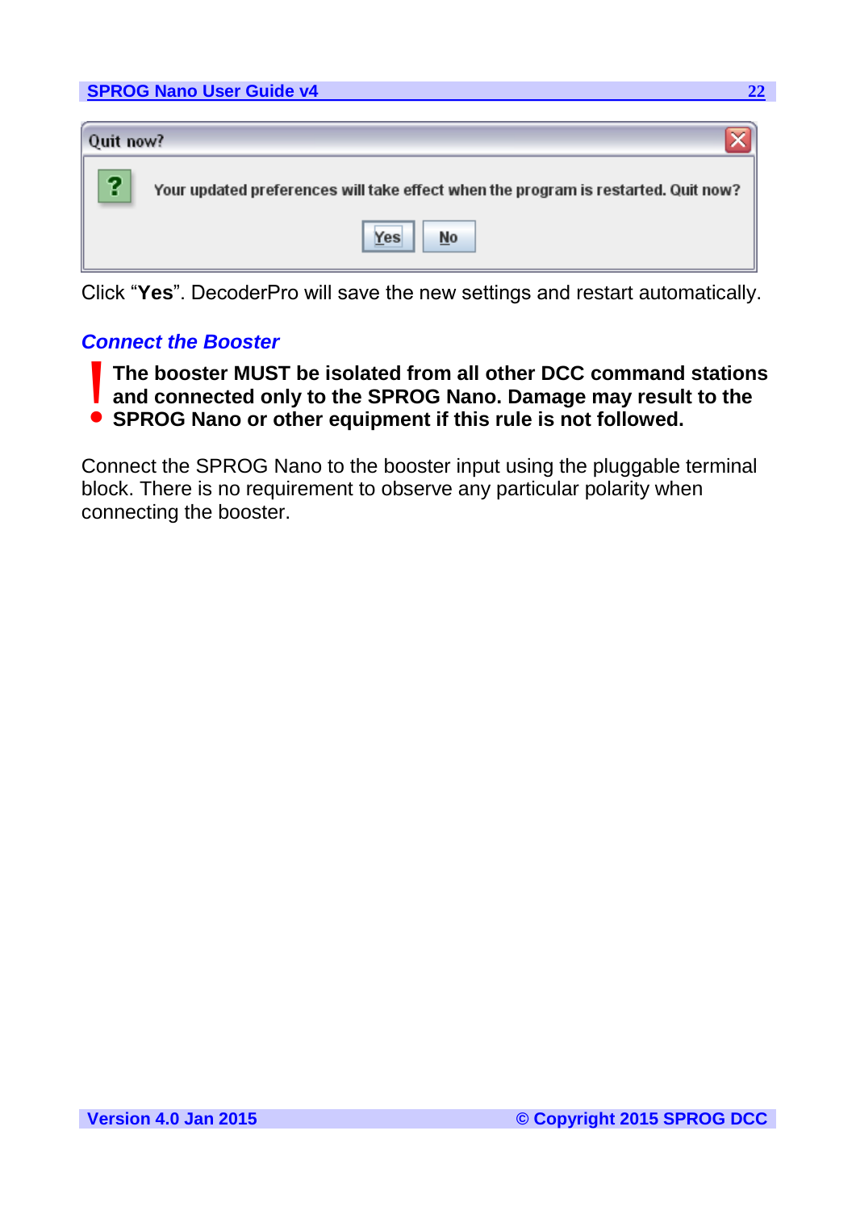Quit now?

Your updated preferences will take effect when the program is restarted. Quit now?

Yes No

Click "**Yes**". DecoderPro will save the new settings and restart automatically.

### *Connect the Booster*

**The booster MUST be isolated from all other DCC command stations and connected only to the SPROG Nano. Damage may result to the SPROG Nano or other equipment if this rule is not followed.**

Connect the SPROG Nano to the booster input using the pluggable terminal block. There is no requirement to observe any particular polarity when connecting the booster.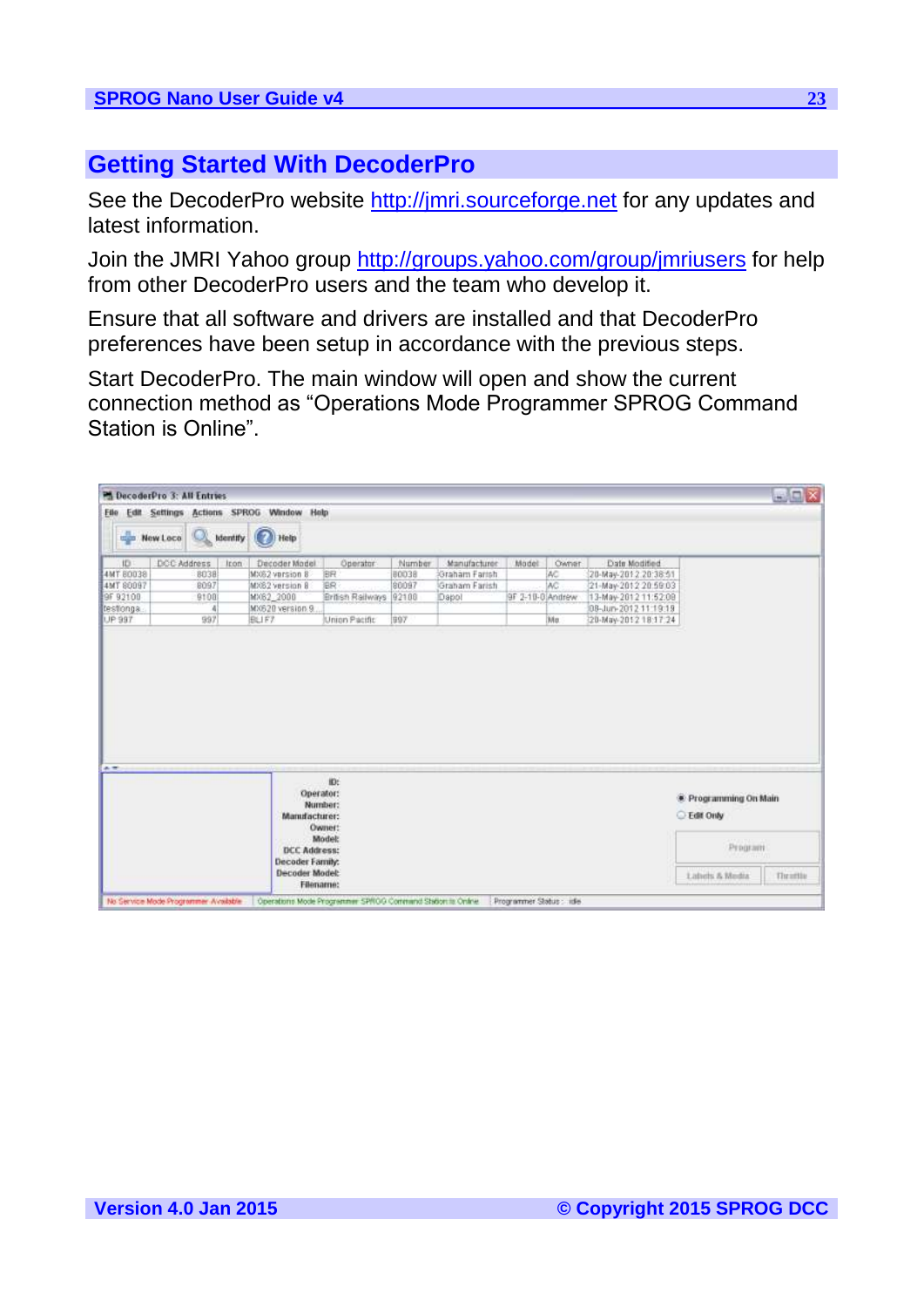## Getting Started With DecoderPro

See the DecoderPro website http://jmri.sourceforge.net for any updates and latest information.

Join the JMRI Yahoo group http://groups.yahoo.com/group/jmriusers for help from other DecoderPro users and the team who develop it.

Ensure that all software and drivers are installed and that DecoderPro preferences have been setup in accordance with the previous steps.

Start DecoderPro. The main window will open and show the current connection method as “Operations Mode Programmer SPROG Command Station is Online”.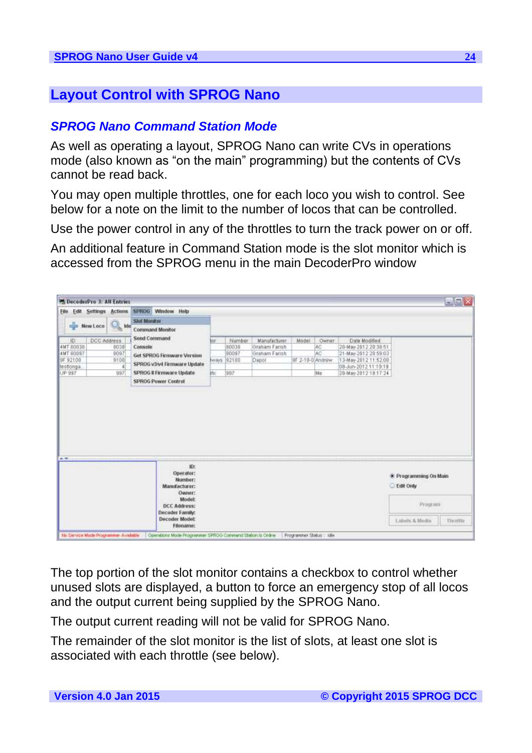# Layout Control with SPROG Nano

## *SPROG Nano Command Station Mode*

As well as operating a layout, SPROG Nano can write CVs in operations mode (also known as “on the main” programming) but the contents of CVs cannot be read back.

You may open multiple throttles, one for each loco you wish to control. See below for a note on the limit to the number of locos that can be controlled.

Use the power control in any of the throttles to turn the track power on or off.

An additional feature in Command Station mode is the slot monitor which is accessed from the SPROG menu in the main DecoderPro window

The top portion of the slot monitor contains a checkbox to control whether unused slots are displayed, a button to force an emergency stop of all locos and the output current being supplied by the SPROG Nano.

The output current reading will not be valid for SPROG Nano.

The remainder of the slot monitor is the list of slots, at least one slot is associated with each throttle (see below).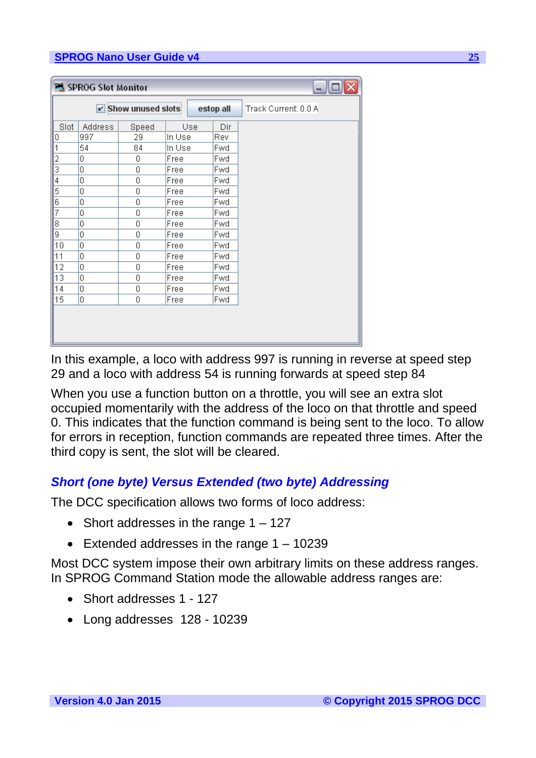SPROG Slot Monitor

☑ Show unused slots | estop all | Track Current: 0.0 A

| Slot | Address | Speed | Use | Dir |
|---|---|---|---|---|
| 0 | 997 | 29 | In Use | Rev |
| 1 | 54 | 84 | In Use | Fwd |
| 2 | 0 | 0 | Free | Fwd |
| 3 | 0 | 0 | Free | Fwd |
| 4 | 0 | 0 | Free | Fwd |
| 5 | 0 | 0 | Free | Fwd |
| 6 | 0 | 0 | Free | Fwd |
| 7 | 0 | 0 | Free | Fwd |
| 8 | 0 | 0 | Free | Fwd |
| 9 | 0 | 0 | Free | Fwd |
| 10 | 0 | 0 | Free | Fwd |
| 11 | 0 | 0 | Free | Fwd |
| 12 | 0 | 0 | Free | Fwd |
| 13 | 0 | 0 | Free | Fwd |
| 14 | 0 | 0 | Free | Fwd |
| 15 | 0 | 0 | Free | Fwd |

In this example, a loco with address 997 is running in reverse at speed step 29 and a loco with address 54 is running forwards at speed step 84

When you use a function button on a throttle, you will see an extra slot occupied momentarily with the address of the loco on that throttle and speed 0. This indicates that the function command is being sent to the loco. To allow for errors in reception, function commands are repeated three times. After the third copy is sent, the slot will be cleared.

### *Short (one byte) Versus Extended (two byte) Addressing*

The DCC specification allows two forms of loco address:

- Short addresses in the range 1 – 127
- Extended addresses in the range 1 – 10239

Most DCC system impose their own arbitrary limits on these address ranges. In SPROG Command Station mode the allowable address ranges are:

- Short addresses 1 - 127
- Long addresses 128 - 10239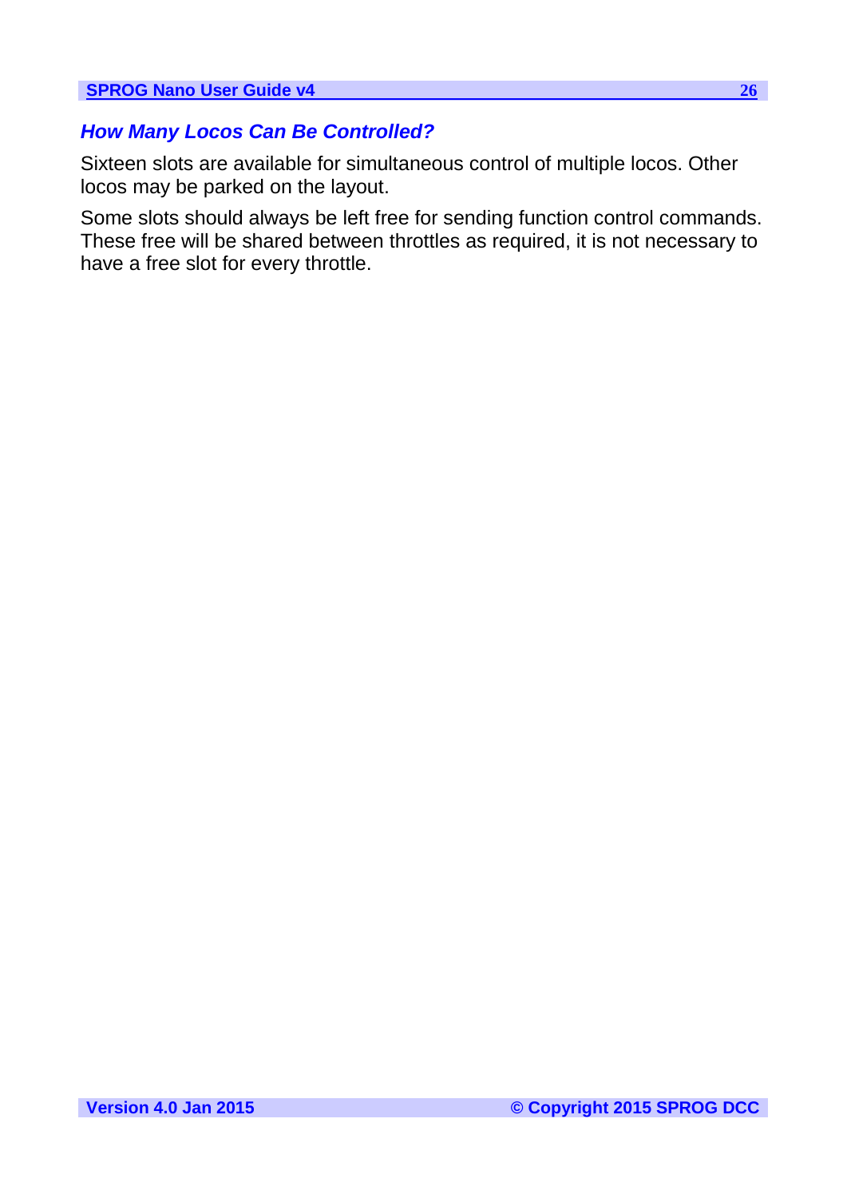### *How Many Locos Can Be Controlled?*

Sixteen slots are available for simultaneous control of multiple locos. Other locos may be parked on the layout.

Some slots should always be left free for sending function control commands. These free will be shared between throttles as required, it is not necessary to have a free slot for every throttle.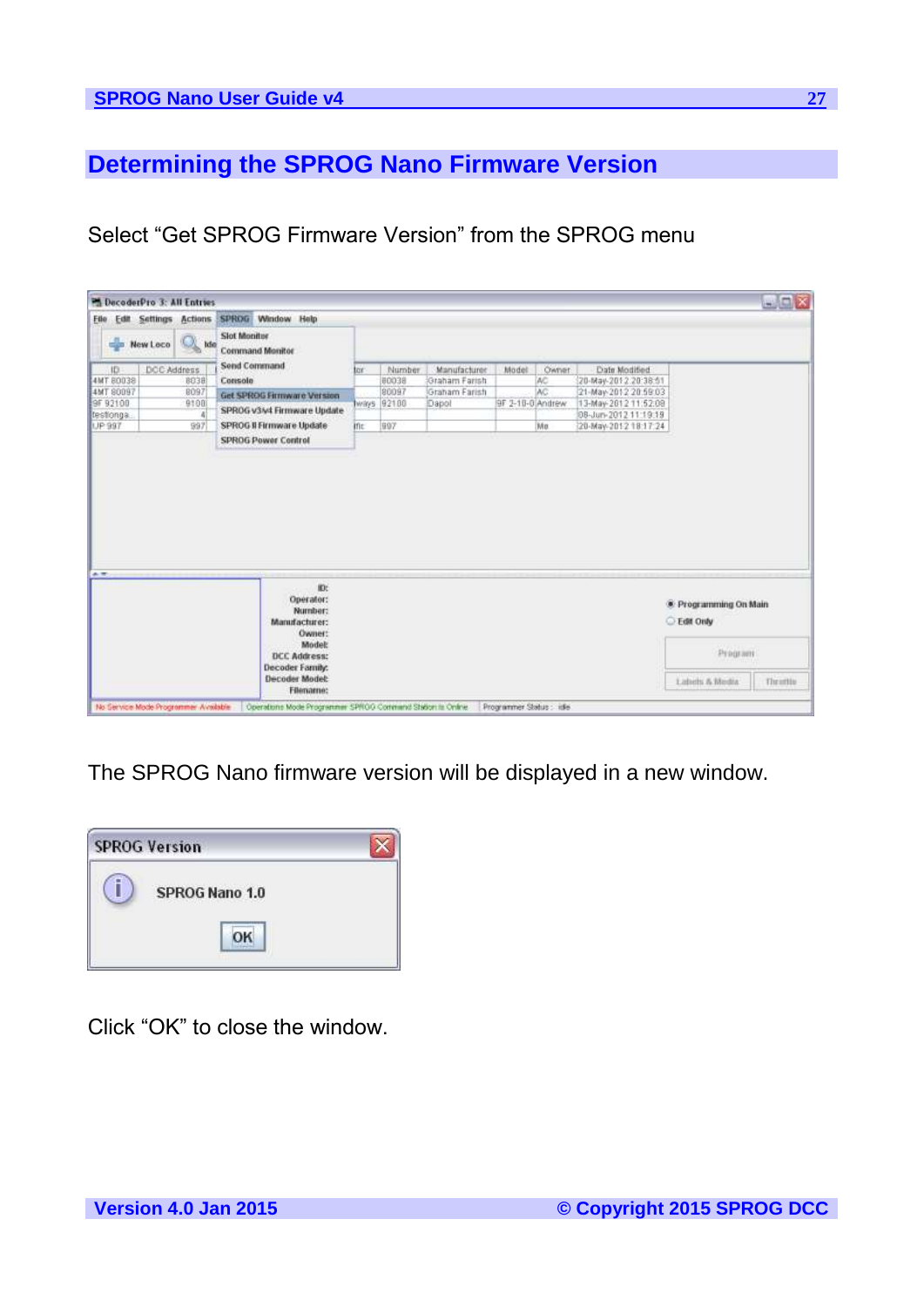# Determining the SPROG Nano Firmware Version

Select “Get SPROG Firmware Version” from the SPROG menu

The SPROG Nano firmware version will be displayed in a new window.

Click “OK” to close the window.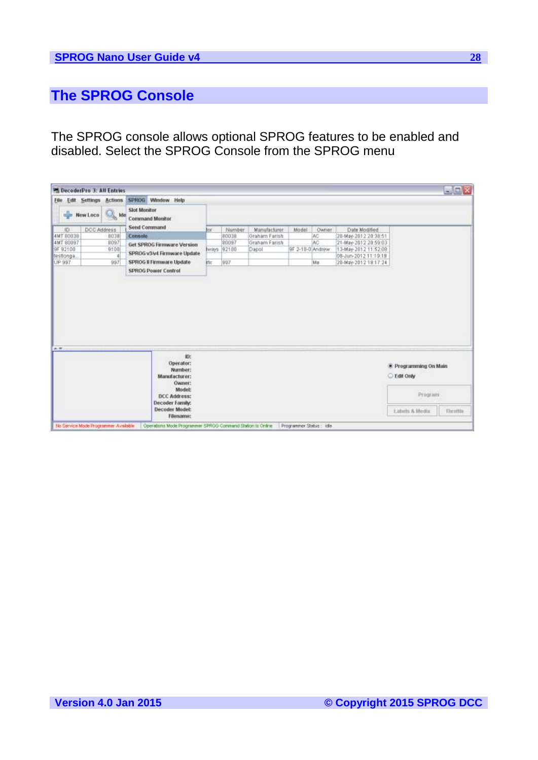# The SPROG Console

The SPROG console allows optional SPROG features to be enabled and disabled. Select the SPROG Console from the SPROG menu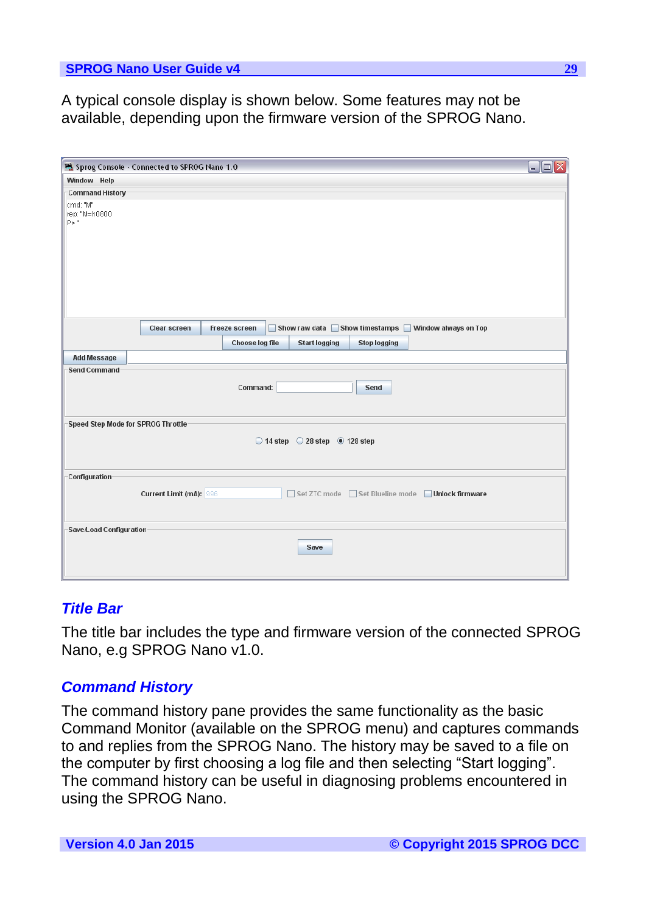A typical console display is shown below. Some features may not be available, depending upon the firmware version of the SPROG Nano.

### *Title Bar*

The title bar includes the type and firmware version of the connected SPROG Nano, e.g SPROG Nano v1.0.

### *Command History*

The command history pane provides the same functionality as the basic Command Monitor (available on the SPROG menu) and captures commands to and replies from the SPROG Nano. The history may be saved to a file on the computer by first choosing a log file and then selecting “Start logging”. The command history can be useful in diagnosing problems encountered in using the SPROG Nano.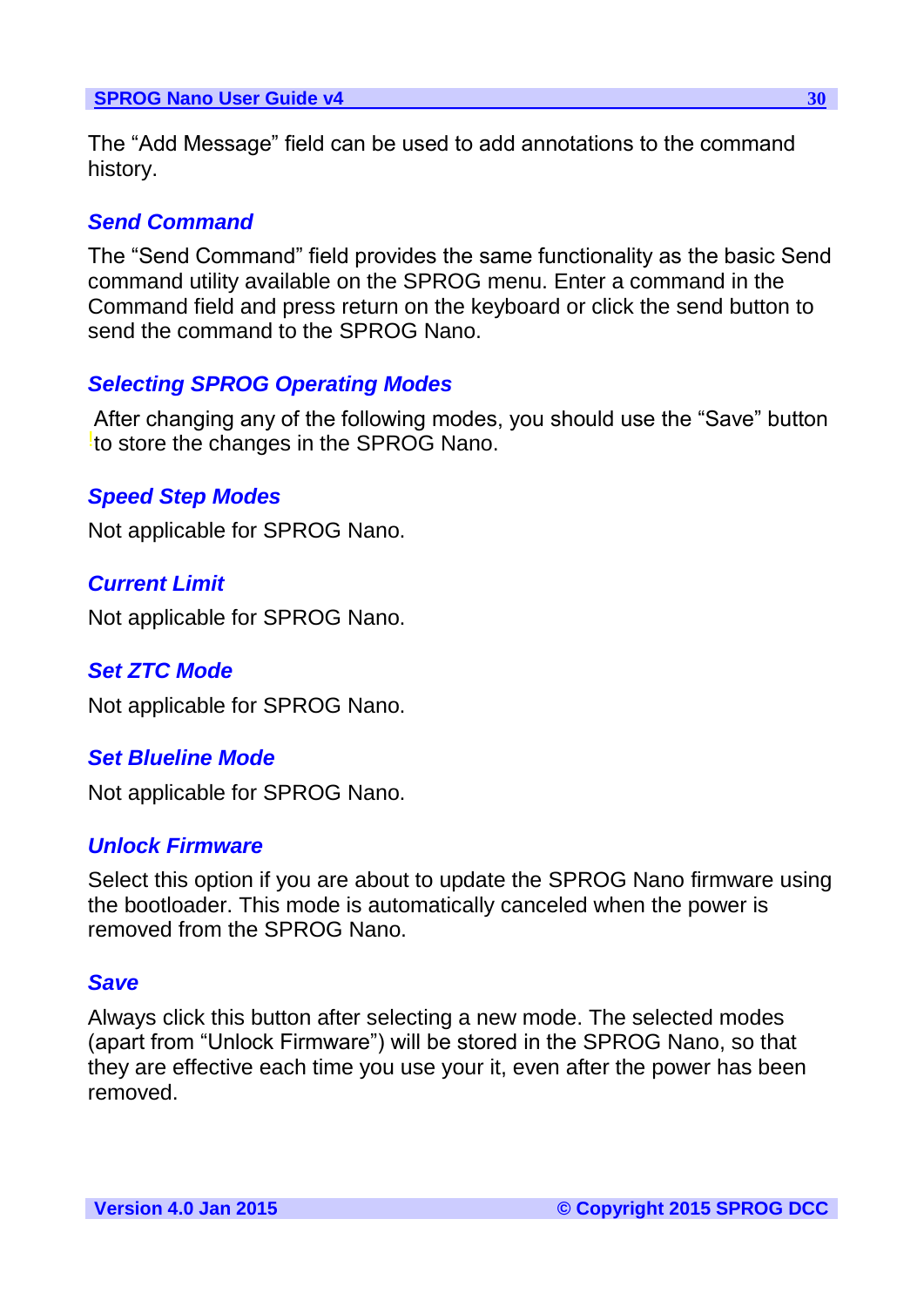The “Add Message” field can be used to add annotations to the command history.

### *Send Command*

The “Send Command” field provides the same functionality as the basic Send command utility available on the SPROG menu. Enter a command in the Command field and press return on the keyboard or click the send button to send the command to the SPROG Nano.

### *Selecting SPROG Operating Modes*

After changing any of the following modes, you should use the “Save” button to store the changes in the SPROG Nano.

### *Speed Step Modes*

Not applicable for SPROG Nano.

### *Current Limit*

Not applicable for SPROG Nano.

### *Set ZTC Mode*

Not applicable for SPROG Nano.

### *Set Blueline Mode*

Not applicable for SPROG Nano.

### *Unlock Firmware*

Select this option if you are about to update the SPROG Nano firmware using the bootloader. This mode is automatically canceled when the power is removed from the SPROG Nano.

### *Save*

Always click this button after selecting a new mode. The selected modes (apart from “Unlock Firmware”) will be stored in the SPROG Nano, so that they are effective each time you use your it, even after the power has been removed.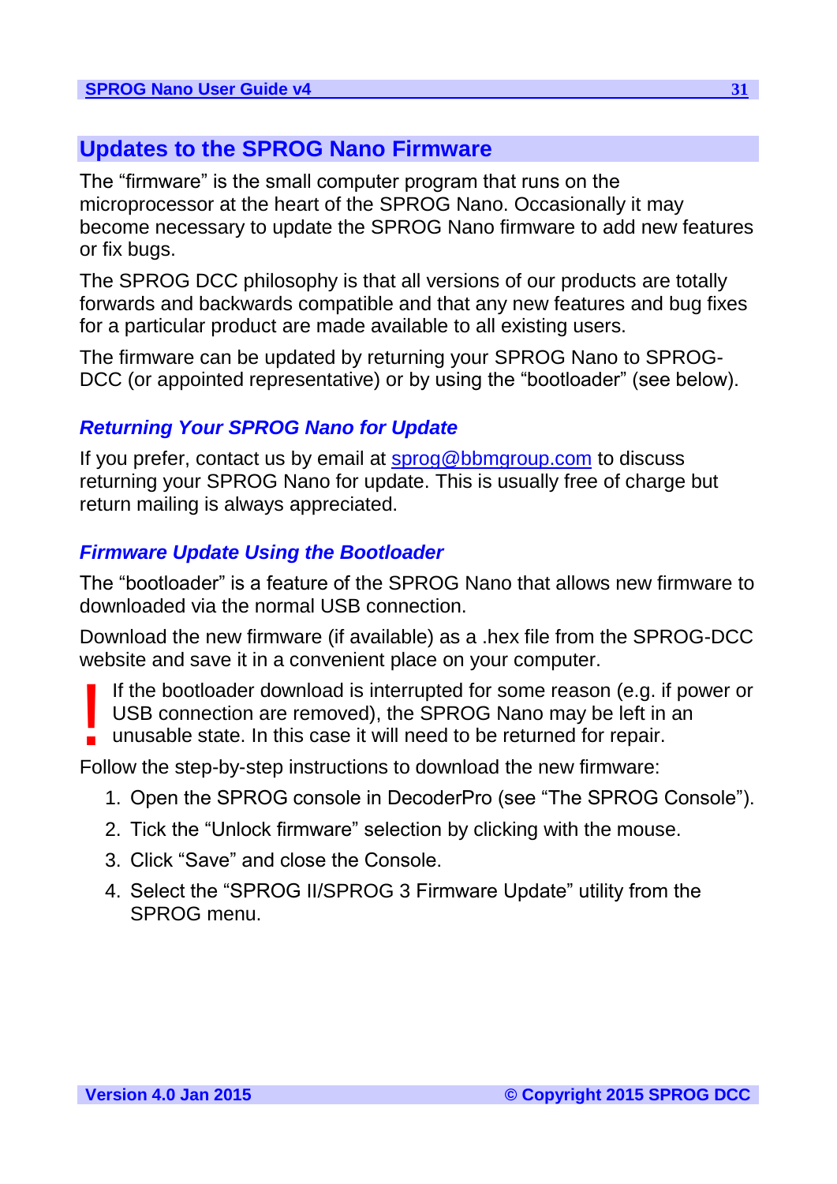## Updates to the SPROG Nano Firmware

The "firmware" is the small computer program that runs on the microprocessor at the heart of the SPROG Nano. Occasionally it may become necessary to update the SPROG Nano firmware to add new features or fix bugs.

The SPROG DCC philosophy is that all versions of our products are totally forwards and backwards compatible and that any new features and bug fixes for a particular product are made available to all existing users.

The firmware can be updated by returning your SPROG Nano to SPROG-DCC (or appointed representative) or by using the "bootloader" (see below).

### *Returning Your SPROG Nano for Update*

If you prefer, contact us by email at [sprog@bbmgroup.com](mailto:sprog@bbmgroup.com) to discuss returning your SPROG Nano for update. This is usually free of charge but return mailing is always appreciated.

### *Firmware Update Using the Bootloader*

The "bootloader" is a feature of the SPROG Nano that allows new firmware to downloaded via the normal USB connection.

Download the new firmware (if available) as a .hex file from the SPROG-DCC website and save it in a convenient place on your computer.

**!** If the bootloader download is interrupted for some reason (e.g. if power or USB connection are removed), the SPROG Nano may be left in an unusable state. In this case it will need to be returned for repair.

Follow the step-by-step instructions to download the new firmware:

1. Open the SPROG console in DecoderPro (see "The SPROG Console").
2. Tick the "Unlock firmware" selection by clicking with the mouse.
3. Click "Save" and close the Console.
4. Select the "SPROG II/SPROG 3 Firmware Update" utility from the SPROG menu.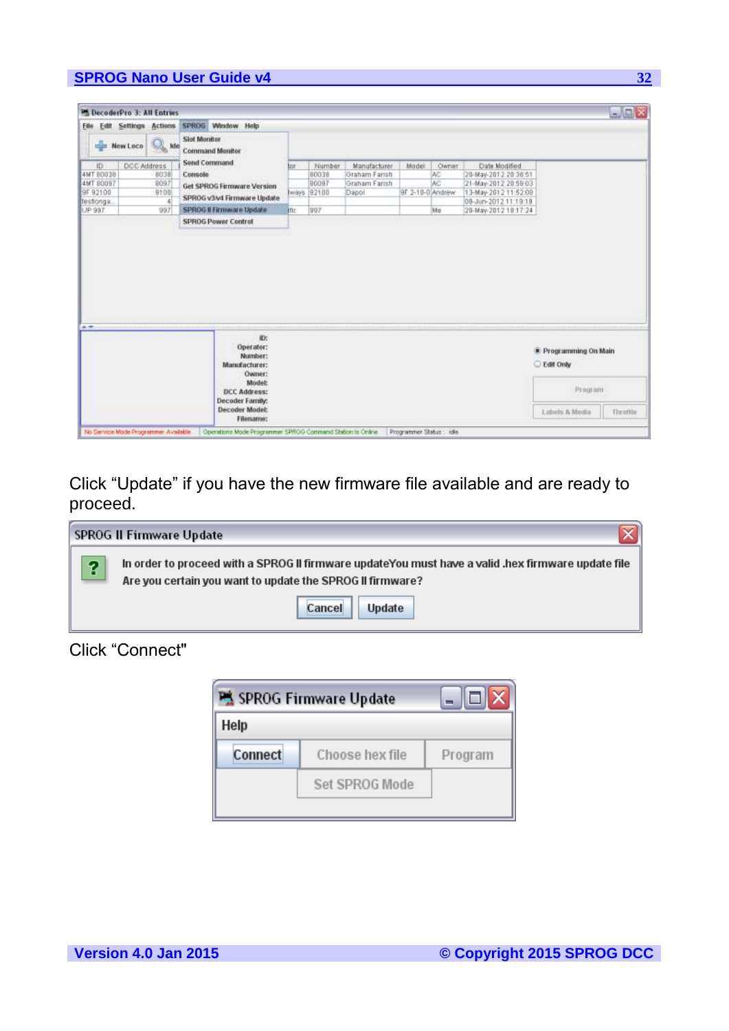Click “Update” if you have the new firmware file available and are ready to proceed.

Click “Connect"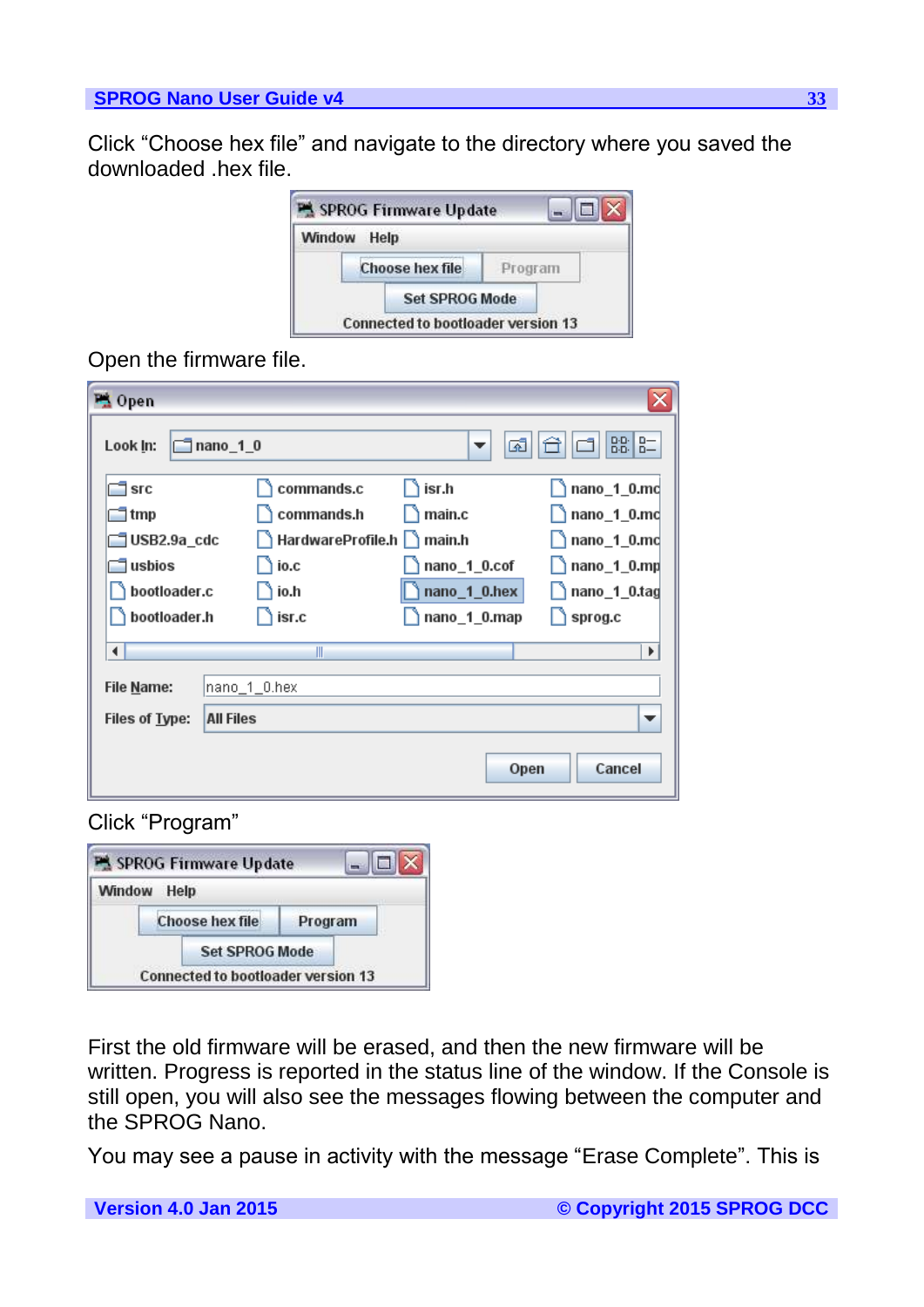Click “Choose hex file” and navigate to the directory where you saved the downloaded .hex file.

Open the firmware file.

Click “Program”

First the old firmware will be erased, and then the new firmware will be written. Progress is reported in the status line of the window. If the Console is still open, you will also see the messages flowing between the computer and the SPROG Nano.

You may see a pause in activity with the message “Erase Complete”. This is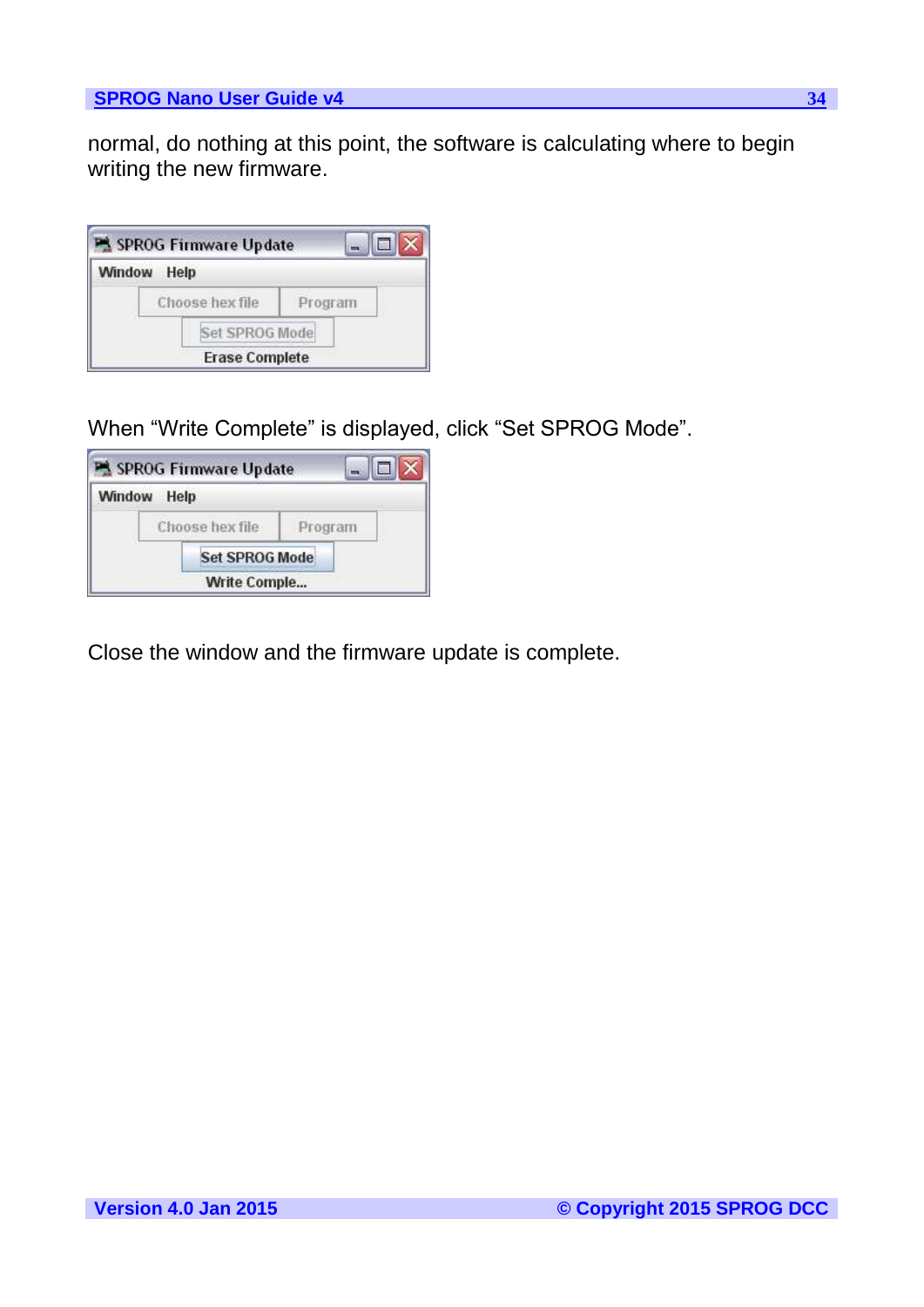normal, do nothing at this point, the software is calculating where to begin writing the new firmware.

When "Write Complete" is displayed, click "Set SPROG Mode".

Close the window and the firmware update is complete.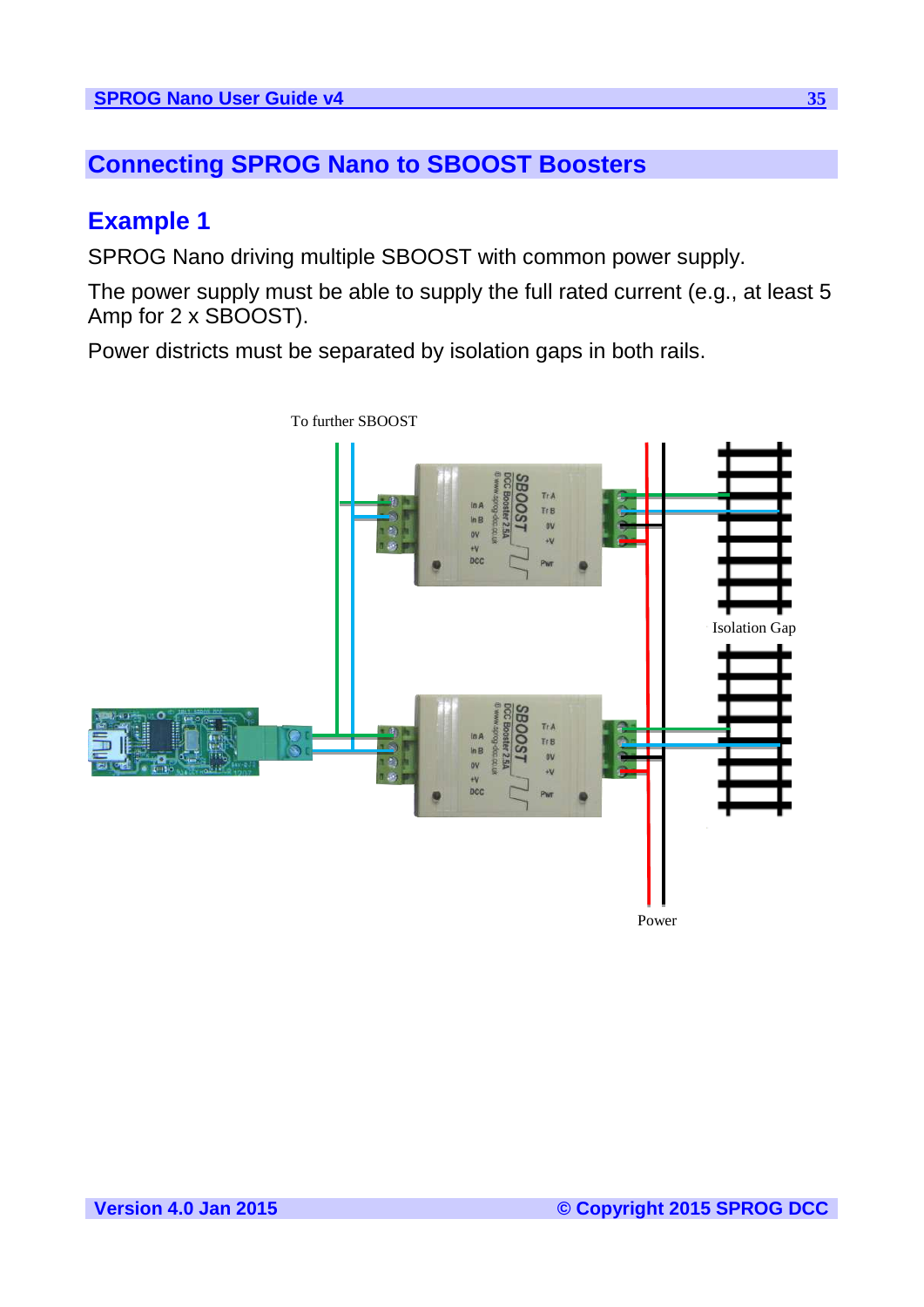# Connecting SPROG Nano to SBOOST Boosters

## Example 1

SPROG Nano driving multiple SBOOST with common power supply.

The power supply must be able to supply the full rated current (e.g., at least 5 Amp for 2 x SBOOST).

Power districts must be separated by isolation gaps in both rails.

To further SBOOST

Isolation Gap

Power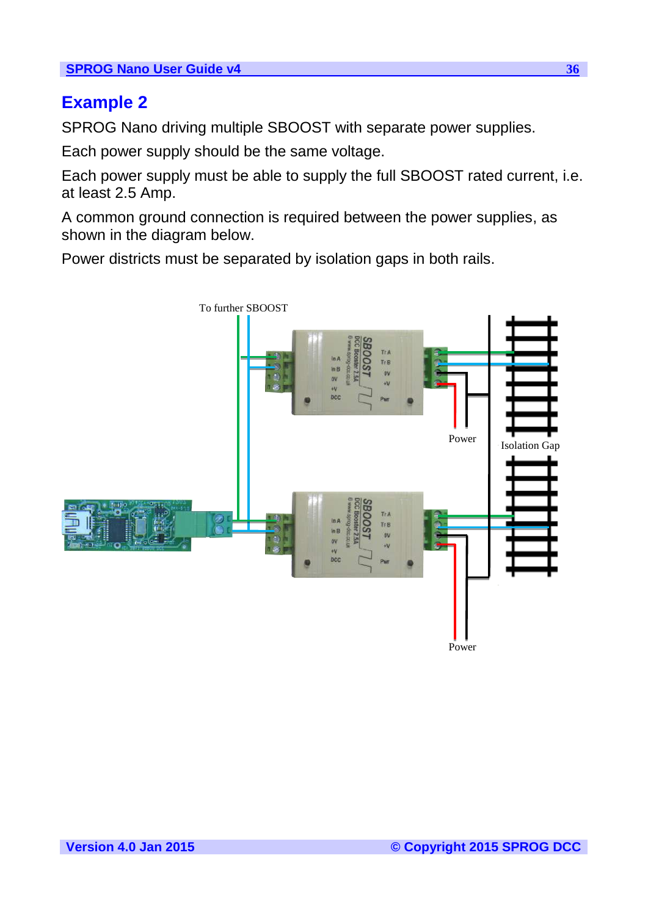## Example 2

SPROG Nano driving multiple SBOOST with separate power supplies.

Each power supply should be the same voltage.

Each power supply must be able to supply the full SBOOST rated current, i.e. at least 2.5 Amp.

A common ground connection is required between the power supplies, as shown in the diagram below.

Power districts must be separated by isolation gaps in both rails.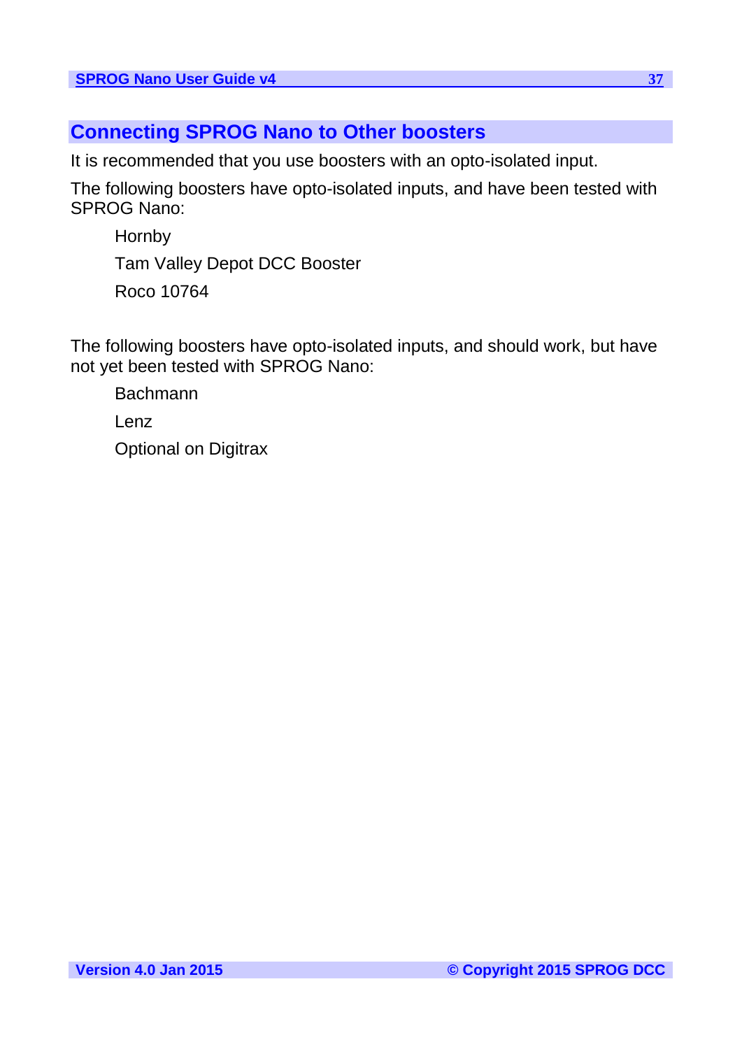## Connecting SPROG Nano to Other boosters

It is recommended that you use boosters with an opto-isolated input.

The following boosters have opto-isolated inputs, and have been tested with SPROG Nano:

- Hornby
- Tam Valley Depot DCC Booster
- Roco 10764

The following boosters have opto-isolated inputs, and should work, but have not yet been tested with SPROG Nano:

- Bachmann
- Lenz
- Optional on Digitrax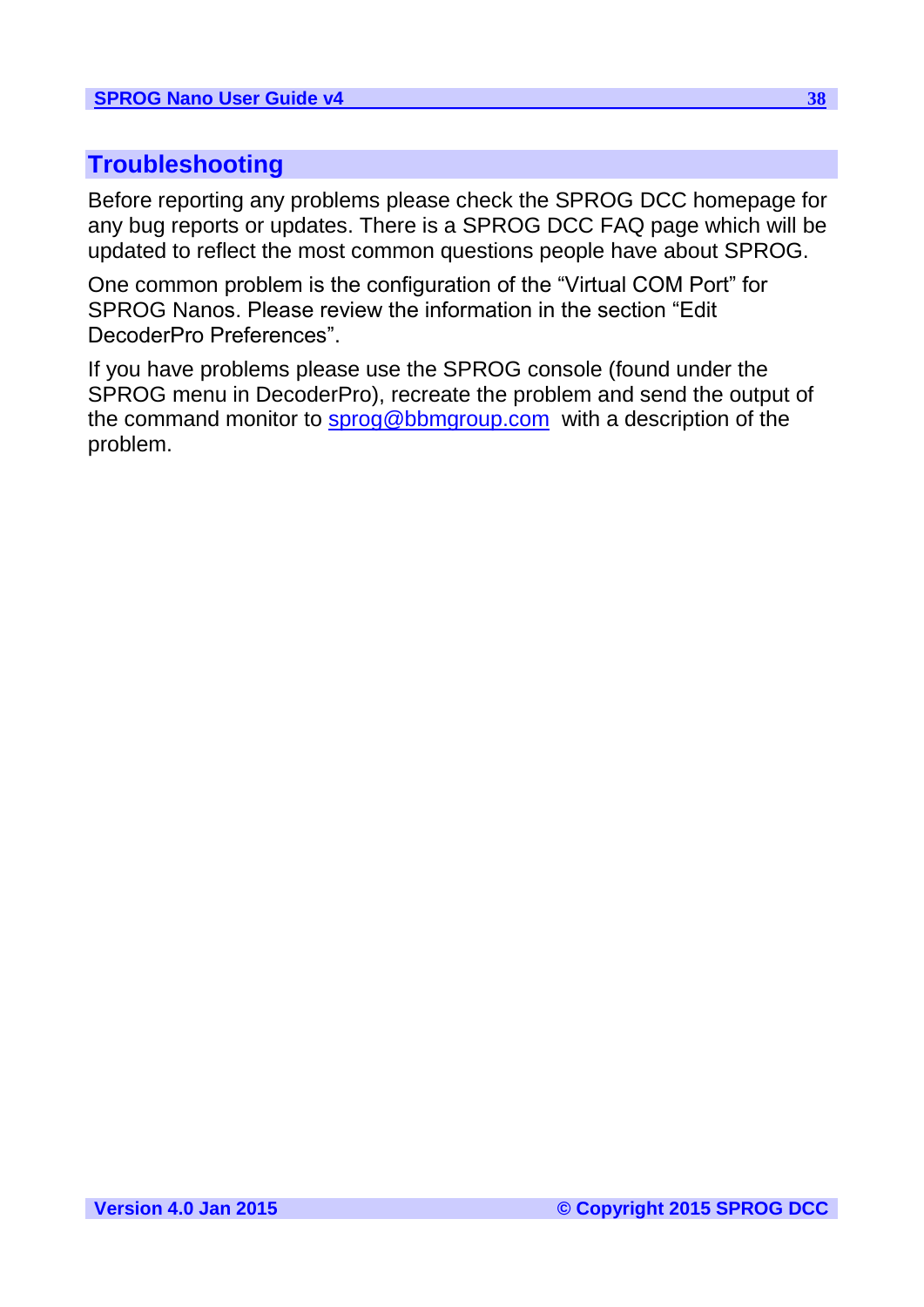# Troubleshooting

Before reporting any problems please check the SPROG DCC homepage for any bug reports or updates. There is a SPROG DCC FAQ page which will be updated to reflect the most common questions people have about SPROG.

One common problem is the configuration of the "Virtual COM Port" for SPROG Nanos. Please review the information in the section "Edit DecoderPro Preferences".

If you have problems please use the SPROG console (found under the SPROG menu in DecoderPro), recreate the problem and send the output of the command monitor to sprog@bbmgroup.com with a description of the problem.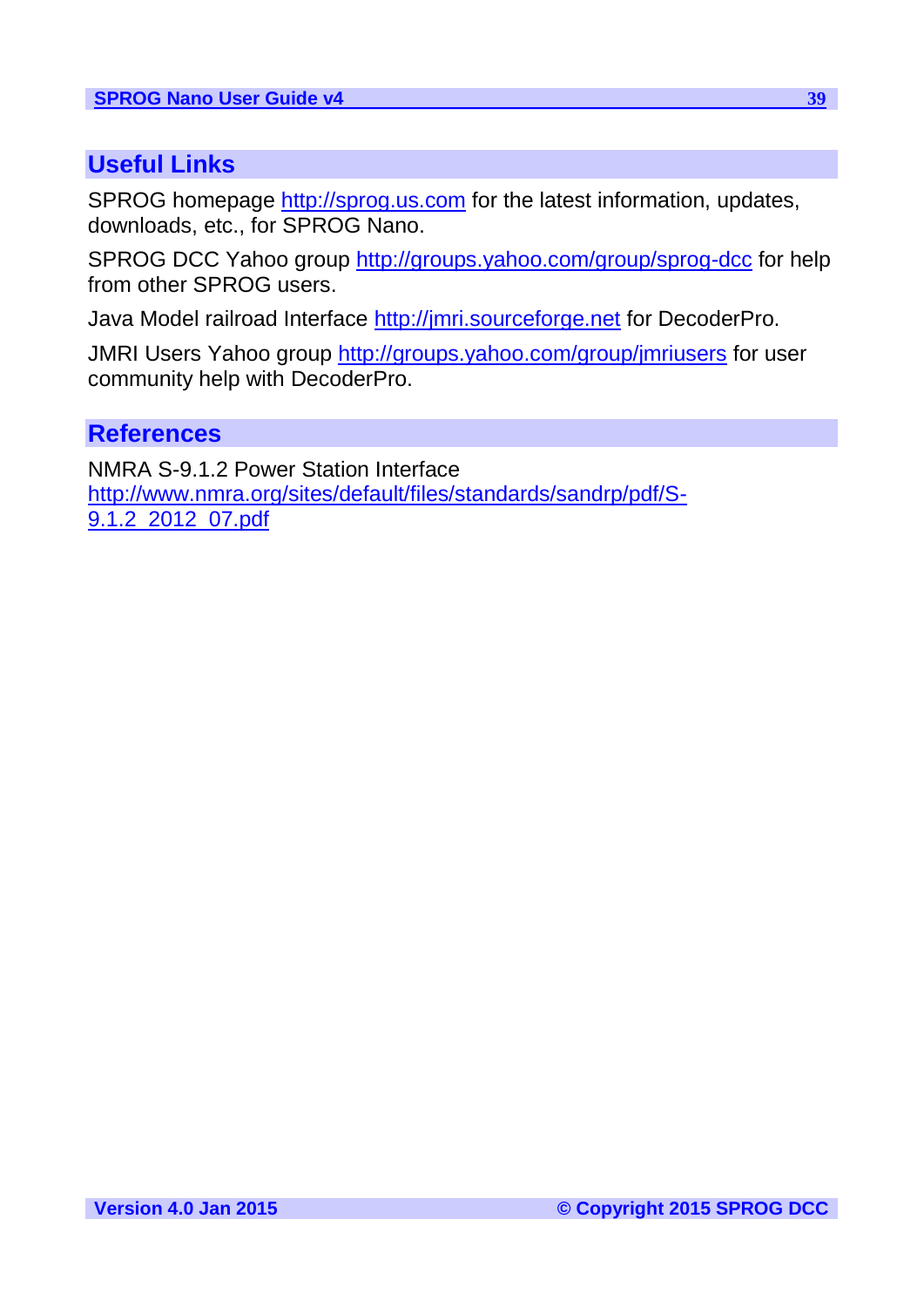## Useful Links

SPROG homepage http://sprog.us.com for the latest information, updates, downloads, etc., for SPROG Nano.

SPROG DCC Yahoo group http://groups.yahoo.com/group/sprog-dcc for help from other SPROG users.

Java Model railroad Interface http://jmri.sourceforge.net for DecoderPro.

JMRI Users Yahoo group http://groups.yahoo.com/group/jmriusers for user community help with DecoderPro.

## References

NMRA S-9.1.2 Power Station Interface
http://www.nmra.org/sites/default/files/standards/sandrp/pdf/S-9.1.2_2012_07.pdf